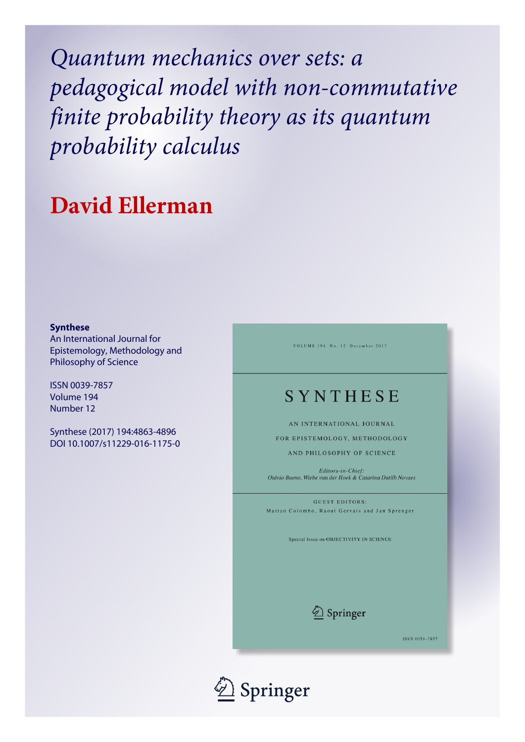# *Quantum mechanics over sets: a pedagogical model with non-commutative finite probability theory as its quantum probability calculus*

## David Ellerman

**Synthese**
An International Journal for Epistemology, Methodology and Philosophy of Science

ISSN 0039-7857
Volume 194
Number 12

Synthese (2017) 194:4863-4896
DOI 10.1007/s11229-016-1175-0

VOLUME 194 No. 12 December 2017

SYNTHESE

AN INTERNATIONAL JOURNAL FOR EPISTEMOLOGY, METHODOLOGY AND PHILOSOPHY OF SCIENCE

*Editors-in-Chief:*
*Otávio Bueno, Wiebe van der Hoek & Catarina Dutilh Novaes*

GUEST EDITORS:
Matteo Colombo, Raoul Gervais and Jan Sprenger

Special Issue on OBJECTIVITY IN SCIENCE

Springer

ISSN 0039-7857

Springer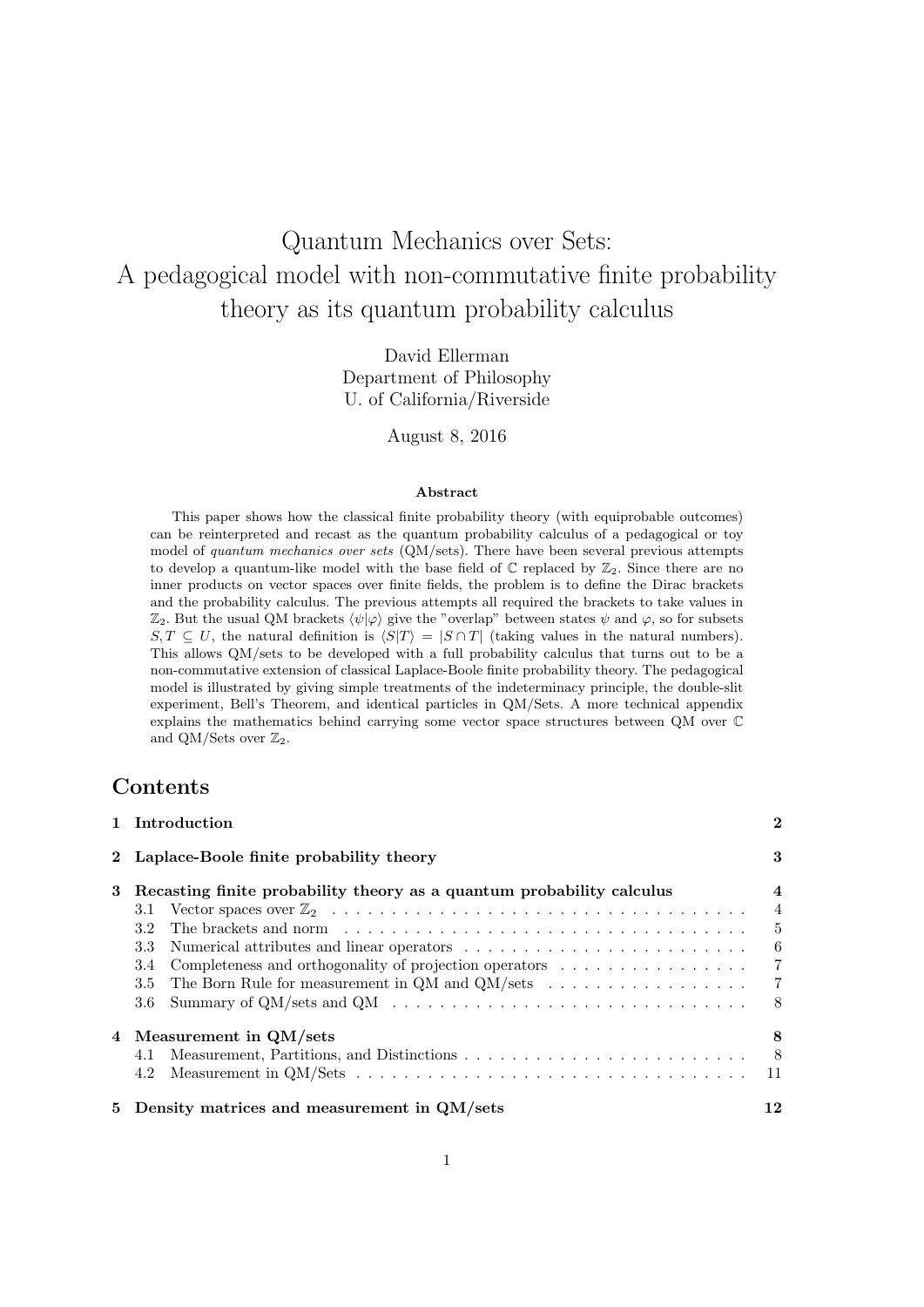# Quantum Mechanics over Sets:
# A pedagogical model with non-commutative finite probability theory as its quantum probability calculus

David Ellerman
Department of Philosophy
U. of California/Riverside

August 8, 2016

### Abstract

This paper shows how the classical finite probability theory (with equiprobable outcomes) can be reinterpreted and recast as the quantum probability calculus of a pedagogical or toy model of *quantum mechanics over sets* (QM/sets). There have been several previous attempts to develop a quantum-like model with the base field of $\mathbb{C}$ replaced by $\mathbb{Z}_2$. Since there are no inner products on vector spaces over finite fields, the problem is to define the Dirac brackets and the probability calculus. The previous attempts all required the brackets to take values in $\mathbb{Z}_2$. But the usual QM brackets $\langle\psi|\varphi\rangle$ give the "overlap" between states $\psi$ and $\varphi$, so for subsets $S, T \subseteq U$, the natural definition is $\langle S|T\rangle = |S \cap T|$ (taking values in the natural numbers). This allows QM/sets to be developed with a full probability calculus that turns out to be a non-commutative extension of classical Laplace-Boole finite probability theory. The pedagogical model is illustrated by giving simple treatments of the indeterminacy principle, the double-slit experiment, Bell's Theorem, and identical particles in QM/Sets. A more technical appendix explains the mathematics behind carrying some vector space structures between QM over $\mathbb{C}$ and QM/Sets over $\mathbb{Z}_2$.

## Contents

| | | |
|---|---|---|
| **1** | **Introduction** | **2** |
| **2** | **Laplace-Boole finite probability theory** | **3** |
| **3** | **Recasting finite probability theory as a quantum probability calculus** | **4** |
| 3.1 | Vector spaces over $\mathbb{Z}_2$ | 4 |
| 3.2 | The brackets and norm | 5 |
| 3.3 | Numerical attributes and linear operators | 6 |
| 3.4 | Completeness and orthogonality of projection operators | 7 |
| 3.5 | The Born Rule for measurement in QM and QM/sets | 7 |
| 3.6 | Summary of QM/sets and QM | 8 |
| **4** | **Measurement in QM/sets** | **8** |
| 4.1 | Measurement, Partitions, and Distinctions | 8 |
| 4.2 | Measurement in QM/Sets | 11 |
| **5** | **Density matrices and measurement in QM/sets** | **12** |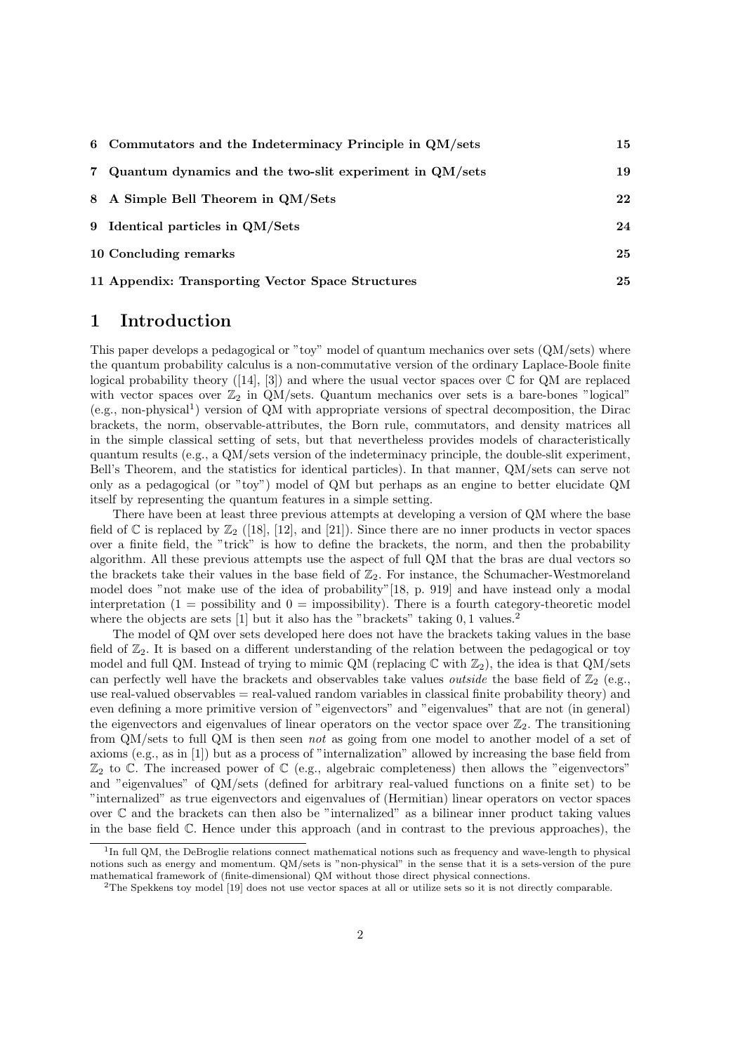| | | |
|---|---|---|
| **6** | **Commutators and the Indeterminacy Principle in QM/sets** | **15** |
| **7** | **Quantum dynamics and the two-slit experiment in QM/sets** | **19** |
| **8** | **A Simple Bell Theorem in QM/Sets** | **22** |
| **9** | **Identical particles in QM/Sets** | **24** |
| **10** | **Concluding remarks** | **25** |
| **11** | **Appendix: Transporting Vector Space Structures** | **25** |

# 1 Introduction

This paper develops a pedagogical or "toy" model of quantum mechanics over sets (QM/sets) where the quantum probability calculus is a non-commutative version of the ordinary Laplace-Boole finite logical probability theory ([14], [3]) and where the usual vector spaces over $\mathbb{C}$ for QM are replaced with vector spaces over $\mathbb{Z}_2$ in QM/sets. Quantum mechanics over sets is a bare-bones "logical" (e.g., non-physical[1]) version of QM with appropriate versions of spectral decomposition, the Dirac brackets, the norm, observable-attributes, the Born rule, commutators, and density matrices all in the simple classical setting of sets, but that nevertheless provides models of characteristically quantum results (e.g., a QM/sets version of the indeterminacy principle, the double-slit experiment, Bell's Theorem, and the statistics for identical particles). In that manner, QM/sets can serve not only as a pedagogical (or "toy") model of QM but perhaps as an engine to better elucidate QM itself by representing the quantum features in a simple setting.

There have been at least three previous attempts at developing a version of QM where the base field of $\mathbb{C}$ is replaced by $\mathbb{Z}_2$ ([18], [12], and [21]). Since there are no inner products in vector spaces over a finite field, the "trick" is how to define the brackets, the norm, and then the probability algorithm. All these previous attempts use the aspect of full QM that the bras are dual vectors so the brackets take their values in the base field of $\mathbb{Z}_2$. For instance, the Schumacher-Westmoreland model does "not make use of the idea of probability"[18, p. 919] and have instead only a modal interpretation (1 = possibility and 0 = impossibility). There is a fourth category-theoretic model where the objects are sets [1] but it also has the "brackets" taking 0, 1 values.[2]

The model of QM over sets developed here does not have the brackets taking values in the base field of $\mathbb{Z}_2$. It is based on a different understanding of the relation between the pedagogical or toy model and full QM. Instead of trying to mimic QM (replacing $\mathbb{C}$ with $\mathbb{Z}_2$), the idea is that QM/sets can perfectly well have the brackets and observables take values *outside* the base field of $\mathbb{Z}_2$ (e.g., use real-valued observables = real-valued random variables in classical finite probability theory) and even defining a more primitive version of "eigenvectors" and "eigenvalues" that are not (in general) the eigenvectors and eigenvalues of linear operators on the vector space over $\mathbb{Z}_2$. The transitioning from QM/sets to full QM is then seen *not* as going from one model to another model of a set of axioms (e.g., as in [1]) but as a process of "internalization" allowed by increasing the base field from $\mathbb{Z}_2$ to $\mathbb{C}$. The increased power of $\mathbb{C}$ (e.g., algebraic completeness) then allows the "eigenvectors" and "eigenvalues" of QM/sets (defined for arbitrary real-valued functions on a finite set) to be "internalized" as true eigenvectors and eigenvalues of (Hermitian) linear operators on vector spaces over $\mathbb{C}$ and the brackets can then also be "internalized" as a bilinear inner product taking values in the base field $\mathbb{C}$. Hence under this approach (and in contrast to the previous approaches), the

[1] In full QM, the DeBroglie relations connect mathematical notions such as frequency and wave-length to physical notions such as energy and momentum. QM/sets is "non-physical" in the sense that it is a sets-version of the pure mathematical framework of (finite-dimensional) QM without those direct physical connections.

[2] The Spekkens toy model [19] does not use vector spaces at all or utilize sets so it is not directly comparable.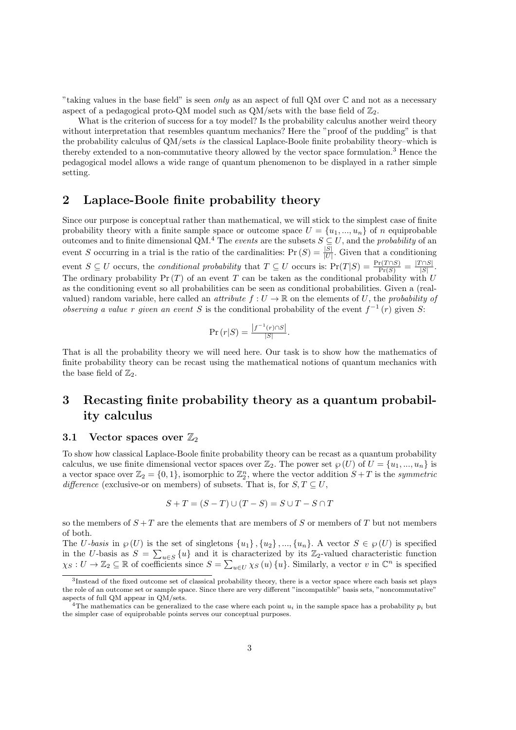"taking values in the base field" is seen *only* as an aspect of full QM over $\mathbb{C}$ and not as a necessary aspect of a pedagogical proto-QM model such as QM/sets with the base field of $\mathbb{Z}_2$.

What is the criterion of success for a toy model? Is the probability calculus another weird theory without interpretation that resembles quantum mechanics? Here the "proof of the pudding" is that the probability calculus of QM/sets *is* the classical Laplace-Boole finite probability theory–which is thereby extended to a non-commutative theory allowed by the vector space formulation.[3] Hence the pedagogical model allows a wide range of quantum phenomenon to be displayed in a rather simple setting.

## 2 Laplace-Boole finite probability theory

Since our purpose is conceptual rather than mathematical, we will stick to the simplest case of finite probability theory with a finite sample space or outcome space $U = \{u_1, ..., u_n\}$ of $n$ equiprobable outcomes and to finite dimensional QM.[4] The *events* are the subsets $S \subseteq U$, and the *probability* of an event $S$ occurring in a trial is the ratio of the cardinalities: $\Pr(S) = \frac{|S|}{|U|}$. Given that a conditioning event $S \subseteq U$ occurs, the *conditional probability* that $T \subseteq U$ occurs is: $\Pr(T|S) = \frac{\Pr(T \cap S)}{\Pr(S)} = \frac{|T \cap S|}{|S|}$. The ordinary probability $\Pr(T)$ of an event $T$ can be taken as the conditional probability with $U$ as the conditioning event so all probabilities can be seen as conditional probabilities. Given a (real-valued) random variable, here called an *attribute* $f : U \to \mathbb{R}$ on the elements of $U$, the *probability of observing a value $r$ given an event $S$* is the conditional probability of the event $f^{-1}(r)$ given $S$:

$$\Pr(r|S) = \frac{|f^{-1}(r) \cap S|}{|S|}.$$

That is all the probability theory we will need here. Our task is to show how the mathematics of finite probability theory can be recast using the mathematical notions of quantum mechanics with the base field of $\mathbb{Z}_2$.

## 3 Recasting finite probability theory as a quantum probability calculus

### 3.1 Vector spaces over $\mathbb{Z}_2$

To show how classical Laplace-Boole finite probability theory can be recast as a quantum probability calculus, we use finite dimensional vector spaces over $\mathbb{Z}_2$. The power set $\wp(U)$ of $U = \{u_1, ..., u_n\}$ is a vector space over $\mathbb{Z}_2 = \{0, 1\}$, isomorphic to $\mathbb{Z}_2^n$, where the vector addition $S + T$ is the *symmetric difference* (exclusive-or on members) of subsets. That is, for $S, T \subseteq U$,

$$S + T = (S - T) \cup (T - S) = S \cup T - S \cap T$$

so the members of $S + T$ are the elements that are members of $S$ or members of $T$ but not members of both.

The *U-basis* in $\wp(U)$ is the set of singletons $\{u_1\}, \{u_2\}, ..., \{u_n\}$. A vector $S \in \wp(U)$ is specified in the $U$-basis as $S = \sum_{u \in S} \{u\}$ and it is characterized by its $\mathbb{Z}_2$-valued characteristic function $\chi_S : U \to \mathbb{Z}_2 \subseteq \mathbb{R}$ of coefficients since $S = \sum_{u \in U} \chi_S(u) \{u\}$. Similarly, a vector $v$ in $\mathbb{C}^n$ is specified

[3] Instead of the fixed outcome set of classical probability theory, there is a vector space where each basis set plays the role of an outcome set or sample space. Since there are very different "incompatible" basis sets, "noncommutative" aspects of full QM appear in QM/sets.

[4] The mathematics can be generalized to the case where each point $u_i$ in the sample space has a probability $p_i$ but the simpler case of equiprobable points serves our conceptual purposes.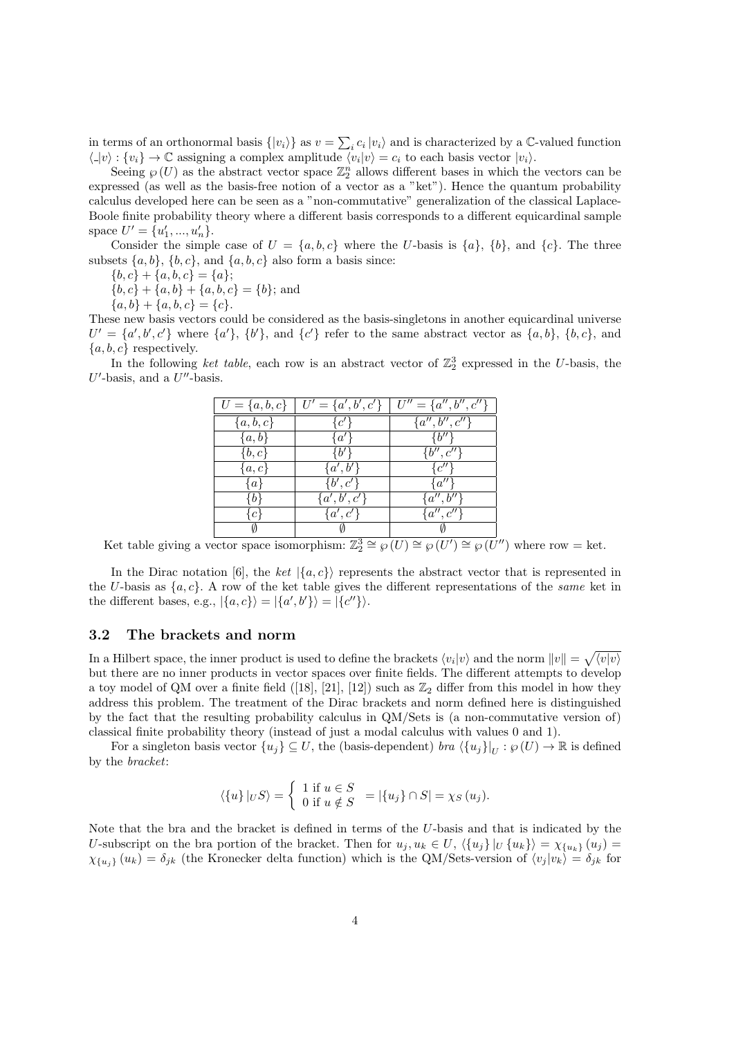in terms of an orthonormal basis $\{|v_i\rangle\}$ as $v = \sum_i c_i |v_i\rangle$ and is characterized by a $\mathbb{C}$-valued function $\langle \_|v\rangle : \{v_i\} \to \mathbb{C}$ assigning a complex amplitude $\langle v_i|v\rangle = c_i$ to each basis vector $|v_i\rangle$.

Seeing $\wp(U)$ as the abstract vector space $\mathbb{Z}_2^n$ allows different bases in which the vectors can be expressed (as well as the basis-free notion of a vector as a "ket"). Hence the quantum probability calculus developed here can be seen as a "non-commutative" generalization of the classical Laplace-Boole finite probability theory where a different basis corresponds to a different equicardinal sample space $U' = \{u'_1, ..., u'_n\}$.

Consider the simple case of $U = \{a, b, c\}$ where the $U$-basis is $\{a\}$, $\{b\}$, and $\{c\}$. The three subsets $\{a, b\}$, $\{b, c\}$, and $\{a, b, c\}$ also form a basis since:

$\{b, c\} + \{a, b, c\} = \{a\}$;

$\{b, c\} + \{a, b\} + \{a, b, c\} = \{b\}$; and

$\{a, b\} + \{a, b, c\} = \{c\}$.

These new basis vectors could be considered as the basis-singletons in another equicardinal universe $U' = \{a', b', c'\}$ where $\{a'\}$, $\{b'\}$, and $\{c'\}$ refer to the same abstract vector as $\{a, b\}$, $\{b, c\}$, and $\{a, b, c\}$ respectively.

In the following *ket table*, each row is an abstract vector of $\mathbb{Z}_2^3$ expressed in the $U$-basis, the $U'$-basis, and a $U''$-basis.

| $U = \{a, b, c\}$ | $U' = \{a', b', c'\}$ | $U'' = \{a'', b'', c''\}$ |
|---|---|---|
| $\{a, b, c\}$ | $\{c'\}$ | $\{a'', b'', c''\}$ |
| $\{a, b\}$ | $\{a'\}$ | $\{b''\}$ |
| $\{b, c\}$ | $\{b'\}$ | $\{b'', c''\}$ |
| $\{a, c\}$ | $\{a', b'\}$ | $\{c''\}$ |
| $\{a\}$ | $\{b', c'\}$ | $\{a''\}$ |
| $\{b\}$ | $\{a', b', c'\}$ | $\{a'', b''\}$ |
| $\{c\}$ | $\{a', c'\}$ | $\{a'', c''\}$ |
| $\emptyset$ | $\emptyset$ | $\emptyset$ |

Ket table giving a vector space isomorphism: $\mathbb{Z}_2^3 \cong \wp(U) \cong \wp(U') \cong \wp(U'')$ where row = ket.

In the Dirac notation [6], the *ket* $|\{a, c\}\rangle$ represents the abstract vector that is represented in the $U$-basis as $\{a, c\}$. A row of the ket table gives the different representations of the *same* ket in the different bases, e.g., $|\{a, c\}\rangle = |\{a', b'\}\rangle = |\{c''\}\rangle$.

### 3.2 The brackets and norm

In a Hilbert space, the inner product is used to define the brackets $\langle v_i|v\rangle$ and the norm $\|v\| = \sqrt{\langle v|v\rangle}$ but there are no inner products in vector spaces over finite fields. The different attempts to develop a toy model of QM over a finite field ([18], [21], [12]) such as $\mathbb{Z}_2$ differ from this model in how they address this problem. The treatment of the Dirac brackets and norm defined here is distinguished by the fact that the resulting probability calculus in QM/Sets is (a non-commutative version of) classical finite probability theory (instead of just a modal calculus with values 0 and 1).

For a singleton basis vector $\{u_j\} \subseteq U$, the (basis-dependent) *bra* $\langle \{u_j\}|_U : \wp(U) \to \mathbb{R}$ is defined by the *bracket*:

$$\langle \{u\} |_U S\rangle = \begin{cases} 1 \text{ if } u \in S \\ 0 \text{ if } u \notin S \end{cases} = |\{u_j\} \cap S| = \chi_S(u_j).$$

Note that the bra and the bracket is defined in terms of the $U$-basis and that is indicated by the $U$-subscript on the bra portion of the bracket. Then for $u_j, u_k \in U$, $\langle \{u_j\} |_U \{u_k\}\rangle = \chi_{\{u_k\}}(u_j) = \chi_{\{u_j\}}(u_k) = \delta_{jk}$ (the Kronecker delta function) which is the QM/Sets-version of $\langle v_j|v_k\rangle = \delta_{jk}$ for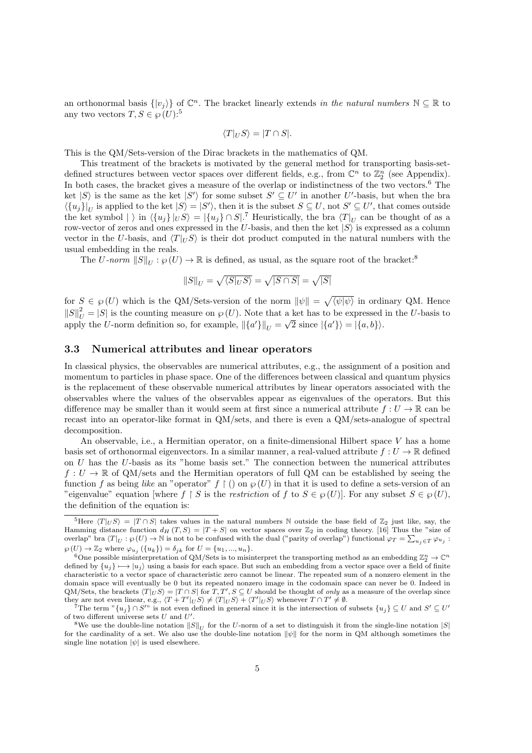an orthonormal basis $\{|v_j\rangle\}$ of $\mathbb{C}^n$. The bracket linearly extends *in the natural numbers* $\mathbb{N} \subseteq \mathbb{R}$ to any two vectors $T, S \in \wp(U)$:[5]

$$\langle T|_U S\rangle = |T \cap S|.$$

This is the QM/Sets-version of the Dirac brackets in the mathematics of QM.

This treatment of the brackets is motivated by the general method for transporting basis-set-defined structures between vector spaces over different fields, e.g., from $\mathbb{C}^n$ to $\mathbb{Z}_2^n$ (see Appendix). In both cases, the bracket gives a measure of the overlap or indistinctness of the two vectors.[6] The ket $|S\rangle$ is the same as the ket $|S'\rangle$ for some subset $S' \subseteq U'$ in another $U'$-basis, but when the bra $\langle \{u_j\}|_U$ is applied to the ket $|S\rangle = |S'\rangle$, then it is the subset $S \subseteq U$, not $S' \subseteq U'$, that comes outside the ket symbol $|\ \rangle$ in $\langle \{u_j\}\,|_U S\rangle = |\{u_j\} \cap S|$.[7] Heuristically, the bra $\langle T|_U$ can be thought of as a row-vector of zeros and ones expressed in the $U$-basis, and then the ket $|S\rangle$ is expressed as a column vector in the $U$-basis, and $\langle T|_U S\rangle$ is their dot product computed in the natural numbers with the usual embedding in the reals.

The $U$-*norm* $\|S\|_U : \wp(U) \to \mathbb{R}$ is defined, as usual, as the square root of the bracket:[8]

$$\|S\|_U = \sqrt{\langle S|_U S\rangle} = \sqrt{|S \cap S|} = \sqrt{|S|}$$

for $S \in \wp(U)$ which is the QM/Sets-version of the norm $\|\psi\| = \sqrt{\langle \psi|\psi\rangle}$ in ordinary QM. Hence $\|S\|_U^2 = |S|$ is the counting measure on $\wp(U)$. Note that a ket has to be expressed in the $U$-basis to apply the $U$-norm definition so, for example, $\|\{a'\}\|_U = \sqrt{2}$ since $|\{a'\}\rangle = |\{a, b\}\rangle$.

### 3.3 Numerical attributes and linear operators

In classical physics, the observables are numerical attributes, e.g., the assignment of a position and momentum to particles in phase space. One of the differences between classical and quantum physics is the replacement of these observable numerical attributes by linear operators associated with the observables where the values of the observables appear as eigenvalues of the operators. But this difference may be smaller than it would seem at first since a numerical attribute $f : U \to \mathbb{R}$ can be recast into an operator-like format in QM/sets, and there is even a QM/sets-analogue of spectral decomposition.

An observable, i.e., a Hermitian operator, on a finite-dimensional Hilbert space $V$ has a home basis set of orthonormal eigenvectors. In a similar manner, a real-valued attribute $f : U \to \mathbb{R}$ defined on $U$ has the $U$-basis as its "home basis set." The connection between the numerical attributes $f : U \to \mathbb{R}$ of QM/sets and the Hermitian operators of full QM can be established by seeing the function $f$ as being *like* an "operator" $f \restriction ()$ on $\wp(U)$ in that it is used to define a sets-version of an "eigenvalue" equation [where $f \restriction S$ is the *restriction* of $f$ to $S \in \wp(U)$]. For any subset $S \in \wp(U)$, the definition of the equation is:

---

[5] Here $\langle T|_U S\rangle = |T \cap S|$ takes values in the natural numbers $\mathbb{N}$ outside the base field of $\mathbb{Z}_2$ just like, say, the Hamming distance function $d_H(T, S) = |T + S|$ on vector spaces over $\mathbb{Z}_2$ in coding theory. [16] Thus the "size of overlap" bra $\langle T|_U : \wp(U) \to \mathbb{N}$ is not to be confused with the dual ("parity of overlap") functional $\varphi_T = \sum_{u_j \in T} \varphi_{u_j} : \wp(U) \to \mathbb{Z}_2$ where $\varphi_{u_j}(\{u_k\}) = \delta_{jk}$ for $U = \{u_1, ..., u_n\}$.

[6] One possible misinterpretation of QM/Sets is to misinterpret the transporting method as an embedding $\mathbb{Z}_2^n \to \mathbb{C}^n$ defined by $\{u_j\} \longmapsto |u_j\rangle$ using a basis for each space. But such an embedding from a vector space over a field of finite characteristic to a vector space of characteristic zero cannot be linear. The repeated sum of a nonzero element in the domain space will eventually be 0 but its repeated nonzero image in the codomain space can never be 0. Indeed in QM/Sets, the brackets $\langle T|_U S\rangle = |T \cap S|$ for $T, T', S \subseteq U$ should be thought of *only* as a measure of the overlap since they are not even linear, e.g., $\langle T + T'|_U S\rangle \neq \langle T|_U S\rangle + \langle T'|_U S\rangle$ whenever $T \cap T' \neq \emptyset$.

[7] The term "$\{u_j\} \cap S'$" is not even defined in general since it is the intersection of subsets $\{u_j\} \subseteq U$ and $S' \subseteq U'$ of two different universe sets $U$ and $U'$.

[8] We use the double-line notation $\|S\|_U$ for the $U$-norm of a set to distinguish it from the single-line notation $|S|$ for the cardinality of a set. We also use the double-line notation $\|\psi\|$ for the norm in QM although sometimes the single line notation $|\psi|$ is used elsewhere.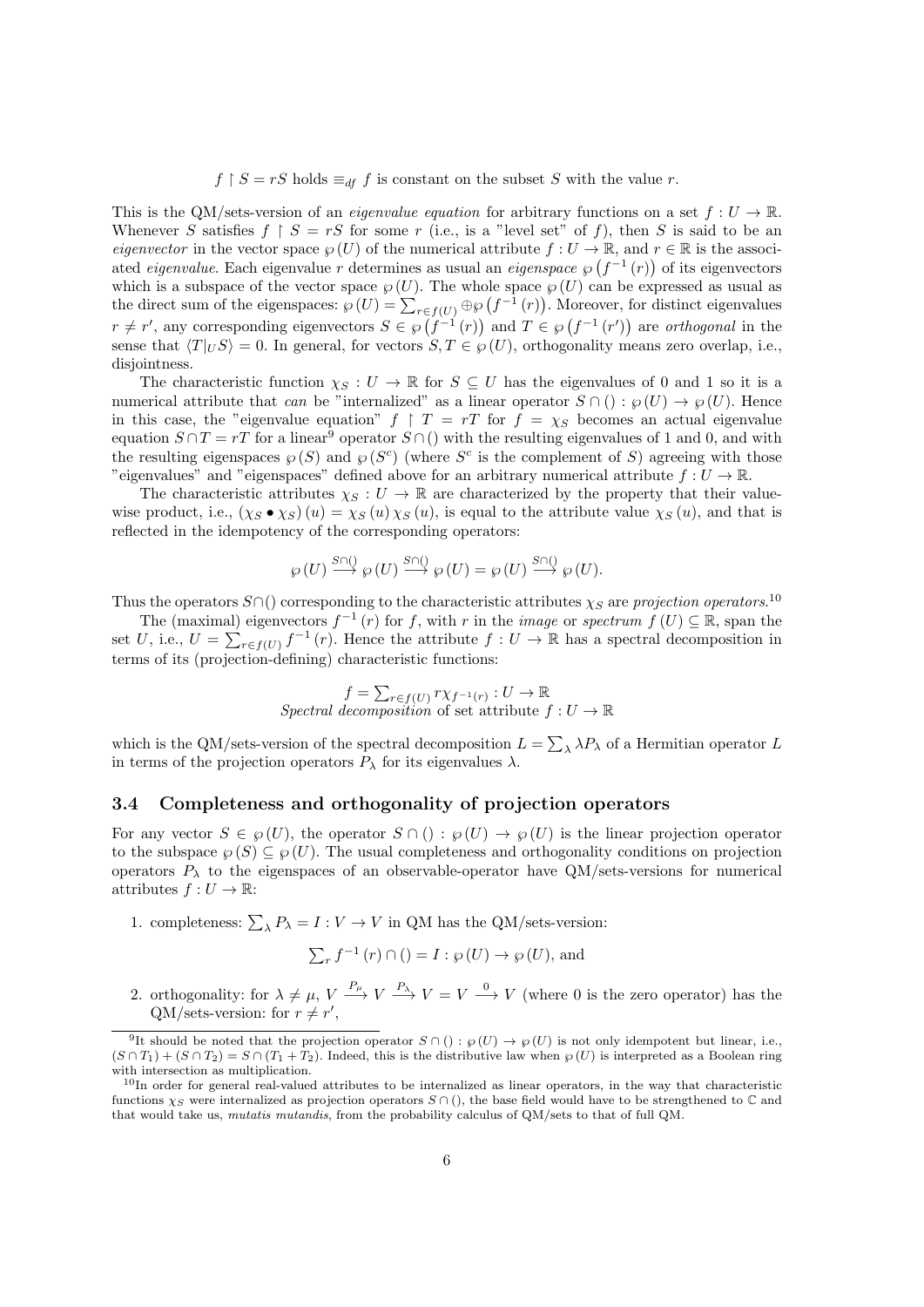$$f \upharpoonright S = rS \text{ holds} \equiv_{df} f \text{ is constant on the subset } S \text{ with the value } r.$$

This is the QM/sets-version of an *eigenvalue equation* for arbitrary functions on a set $f : U \to \mathbb{R}$. Whenever $S$ satisfies $f \upharpoonright S = rS$ for some $r$ (i.e., is a "level set" of $f$), then $S$ is said to be an *eigenvector* in the vector space $\wp(U)$ of the numerical attribute $f : U \to \mathbb{R}$, and $r \in \mathbb{R}$ is the associated *eigenvalue*. Each eigenvalue $r$ determines as usual an *eigenspace* $\wp\left(f^{-1}(r)\right)$ of its eigenvectors which is a subspace of the vector space $\wp(U)$. The whole space $\wp(U)$ can be expressed as usual as the direct sum of the eigenspaces: $\wp(U) = \sum_{r \in f(U)} \oplus \wp\left(f^{-1}(r)\right)$. Moreover, for distinct eigenvalues $r \neq r'$, any corresponding eigenvectors $S \in \wp\left(f^{-1}(r)\right)$ and $T \in \wp\left(f^{-1}(r')\right)$ are *orthogonal* in the sense that $\langle T|_U S\rangle = 0$. In general, for vectors $S, T \in \wp(U)$, orthogonality means zero overlap, i.e., disjointness.

The characteristic function $\chi_S : U \to \mathbb{R}$ for $S \subseteq U$ has the eigenvalues of 0 and 1 so it is a numerical attribute that *can* be "internalized" as a linear operator $S \cap () : \wp(U) \to \wp(U)$. Hence in this case, the "eigenvalue equation" $f \upharpoonright T = rT$ for $f = \chi_S$ becomes an actual eigenvalue equation $S \cap T = rT$ for a linear[9] operator $S \cap ()$ with the resulting eigenvalues of 1 and 0, and with the resulting eigenspaces $\wp(S)$ and $\wp(S^c)$ (where $S^c$ is the complement of $S$) agreeing with those "eigenvalues" and "eigenspaces" defined above for an arbitrary numerical attribute $f : U \to \mathbb{R}$.

The characteristic attributes $\chi_S : U \to \mathbb{R}$ are characterized by the property that their value-wise product, i.e., $(\chi_S \bullet \chi_S)(u) = \chi_S(u)\chi_S(u)$, is equal to the attribute value $\chi_S(u)$, and that is reflected in the idempotency of the corresponding operators:

$$\wp(U) \xrightarrow{S\cap()} \wp(U) \xrightarrow{S\cap()} \wp(U) = \wp(U) \xrightarrow{S\cap()} \wp(U).$$

Thus the operators $S\cap()$ corresponding to the characteristic attributes $\chi_S$ are *projection operators*.[10]

The (maximal) eigenvectors $f^{-1}(r)$ for $f$, with $r$ in the *image* or *spectrum* $f(U) \subseteq \mathbb{R}$, span the set $U$, i.e., $U = \sum_{r \in f(U)} f^{-1}(r)$. Hence the attribute $f : U \to \mathbb{R}$ has a spectral decomposition in terms of its (projection-defining) characteristic functions:

$$f = \sum_{r \in f(U)} r\chi_{f^{-1}(r)} : U \to \mathbb{R}$$

*Spectral decomposition* of set attribute $f : U \to \mathbb{R}$

which is the QM/sets-version of the spectral decomposition $L = \sum_\lambda \lambda P_\lambda$ of a Hermitian operator $L$ in terms of the projection operators $P_\lambda$ for its eigenvalues $\lambda$.

### 3.4 Completeness and orthogonality of projection operators

For any vector $S \in \wp(U)$, the operator $S \cap () : \wp(U) \to \wp(U)$ is the linear projection operator to the subspace $\wp(S) \subseteq \wp(U)$. The usual completeness and orthogonality conditions on projection operators $P_\lambda$ to the eigenspaces of an observable-operator have QM/sets-versions for numerical attributes $f : U \to \mathbb{R}$:

1. completeness: $\sum_\lambda P_\lambda = I : V \to V$ in QM has the QM/sets-version:

   $$\sum_r f^{-1}(r) \cap () = I : \wp(U) \to \wp(U), \text{ and}$$

2. orthogonality: for $\lambda \neq \mu$, $V \xrightarrow{P_\mu} V \xrightarrow{P_\lambda} V = V \xrightarrow{0} V$ (where 0 is the zero operator) has the QM/sets-version: for $r \neq r'$,

---

[9] It should be noted that the projection operator $S \cap () : \wp(U) \to \wp(U)$ is not only idempotent but linear, i.e., $(S \cap T_1) + (S \cap T_2) = S \cap (T_1 + T_2)$. Indeed, this is the distributive law when $\wp(U)$ is interpreted as a Boolean ring with intersection as multiplication.

[10] In order for general real-valued attributes to be internalized as linear operators, in the way that characteristic functions $\chi_S$ were internalized as projection operators $S \cap ()$, the base field would have to be strengthened to $\mathbb{C}$ and that would take us, *mutatis mutandis*, from the probability calculus of QM/sets to that of full QM.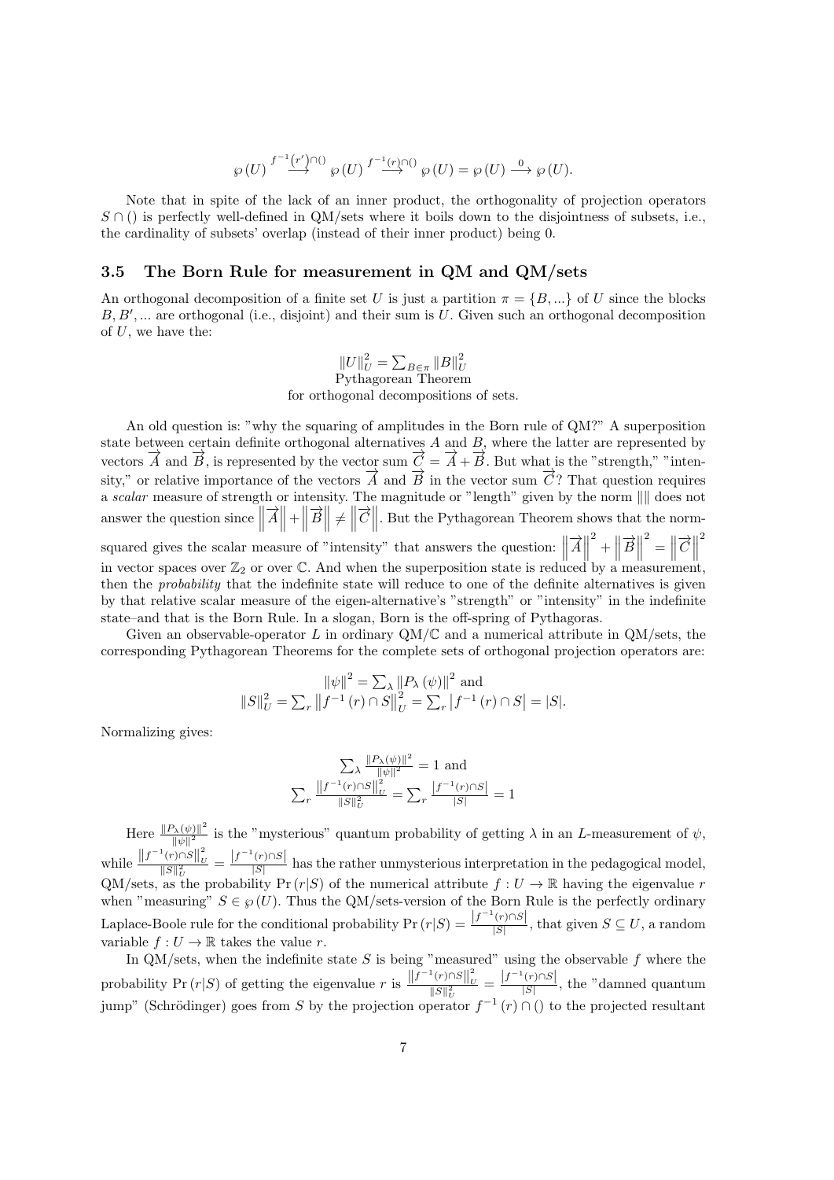$$\wp(U) \overset{f^{-1}(r')\cap()}{\longrightarrow} \wp(U) \overset{f^{-1}(r)\cap()}{\longrightarrow} \wp(U) = \wp(U) \overset{0}{\longrightarrow} \wp(U).$$

Note that in spite of the lack of an inner product, the orthogonality of projection operators $S\cap()$ is perfectly well-defined in QM/sets where it boils down to the disjointness of subsets, i.e., the cardinality of subsets' overlap (instead of their inner product) being 0.

### 3.5 The Born Rule for measurement in QM and QM/sets

An orthogonal decomposition of a finite set $U$ is just a partition $\pi = \{B, ...\}$ of $U$ since the blocks $B, B', ...$ are orthogonal (i.e., disjoint) and their sum is $U$. Given such an orthogonal decomposition of $U$, we have the:

$$\|U\|_U^2 = \sum_{B\in\pi} \|B\|_U^2$$

Pythagorean Theorem
for orthogonal decompositions of sets.

An old question is: "why the squaring of amplitudes in the Born rule of QM?" A superposition state between certain definite orthogonal alternatives $A$ and $B$, where the latter are represented by vectors $\overrightarrow{A}$ and $\overrightarrow{B}$, is represented by the vector sum $\overrightarrow{C} = \overrightarrow{A} + \overrightarrow{B}$. But what is the "strength," "intensity," or relative importance of the vectors $\overrightarrow{A}$ and $\overrightarrow{B}$ in the vector sum $\overrightarrow{C}$? That question requires a *scalar* measure of strength or intensity. The magnitude or "length" given by the norm $\|\|$ does not answer the question since $\left\|\overrightarrow{A}\right\| + \left\|\overrightarrow{B}\right\| \neq \left\|\overrightarrow{C}\right\|$. But the Pythagorean Theorem shows that the norm-squared gives the scalar measure of "intensity" that answers the question: $\left\|\overrightarrow{A}\right\|^2 + \left\|\overrightarrow{B}\right\|^2 = \left\|\overrightarrow{C}\right\|^2$ in vector spaces over $\mathbb{Z}_2$ or over $\mathbb{C}$. And when the superposition state is reduced by a measurement, then the *probability* that the indefinite state will reduce to one of the definite alternatives is given by that relative scalar measure of the eigen-alternative's "strength" or "intensity" in the indefinite state–and that is the Born Rule. In a slogan, Born is the off-spring of Pythagoras.

Given an observable-operator $L$ in ordinary QM/$\mathbb{C}$ and a numerical attribute in QM/sets, the corresponding Pythagorean Theorems for the complete sets of orthogonal projection operators are:

$$\|\psi\|^2 = \sum_\lambda \|P_\lambda(\psi)\|^2 \text{ and}$$
$$\|S\|_U^2 = \sum_r \left\|f^{-1}(r)\cap S\right\|_U^2 = \sum_r \left|f^{-1}(r)\cap S\right| = |S|.$$

Normalizing gives:

$$\sum_\lambda \frac{\|P_\lambda(\psi)\|^2}{\|\psi\|^2} = 1 \text{ and}$$
$$\sum_r \frac{\left\|f^{-1}(r)\cap S\right\|_U^2}{\|S\|_U^2} = \sum_r \frac{\left|f^{-1}(r)\cap S\right|}{|S|} = 1$$

Here $\frac{\|P_\lambda(\psi)\|^2}{\|\psi\|^2}$ is the "mysterious" quantum probability of getting $\lambda$ in an $L$-measurement of $\psi$, while $\frac{\left\|f^{-1}(r)\cap S\right\|_U^2}{\|S\|_U^2} = \frac{\left|f^{-1}(r)\cap S\right|}{|S|}$ has the rather unmysterious interpretation in the pedagogical model, QM/sets, as the probability $\Pr(r|S)$ of the numerical attribute $f : U \to \mathbb{R}$ having the eigenvalue $r$ when "measuring" $S \in \wp(U)$. Thus the QM/sets-version of the Born Rule is the perfectly ordinary Laplace-Boole rule for the conditional probability $\Pr(r|S) = \frac{\left|f^{-1}(r)\cap S\right|}{|S|}$, that given $S \subseteq U$, a random variable $f : U \to \mathbb{R}$ takes the value $r$.

In QM/sets, when the indefinite state $S$ is being "measured" using the observable $f$ where the probability $\Pr(r|S)$ of getting the eigenvalue $r$ is $\frac{\left\|f^{-1}(r)\cap S\right\|_U^2}{\|S\|_U^2} = \frac{\left|f^{-1}(r)\cap S\right|}{|S|}$, the "damned quantum jump" (Schrödinger) goes from $S$ by the projection operator $f^{-1}(r)\cap()$ to the projected resultant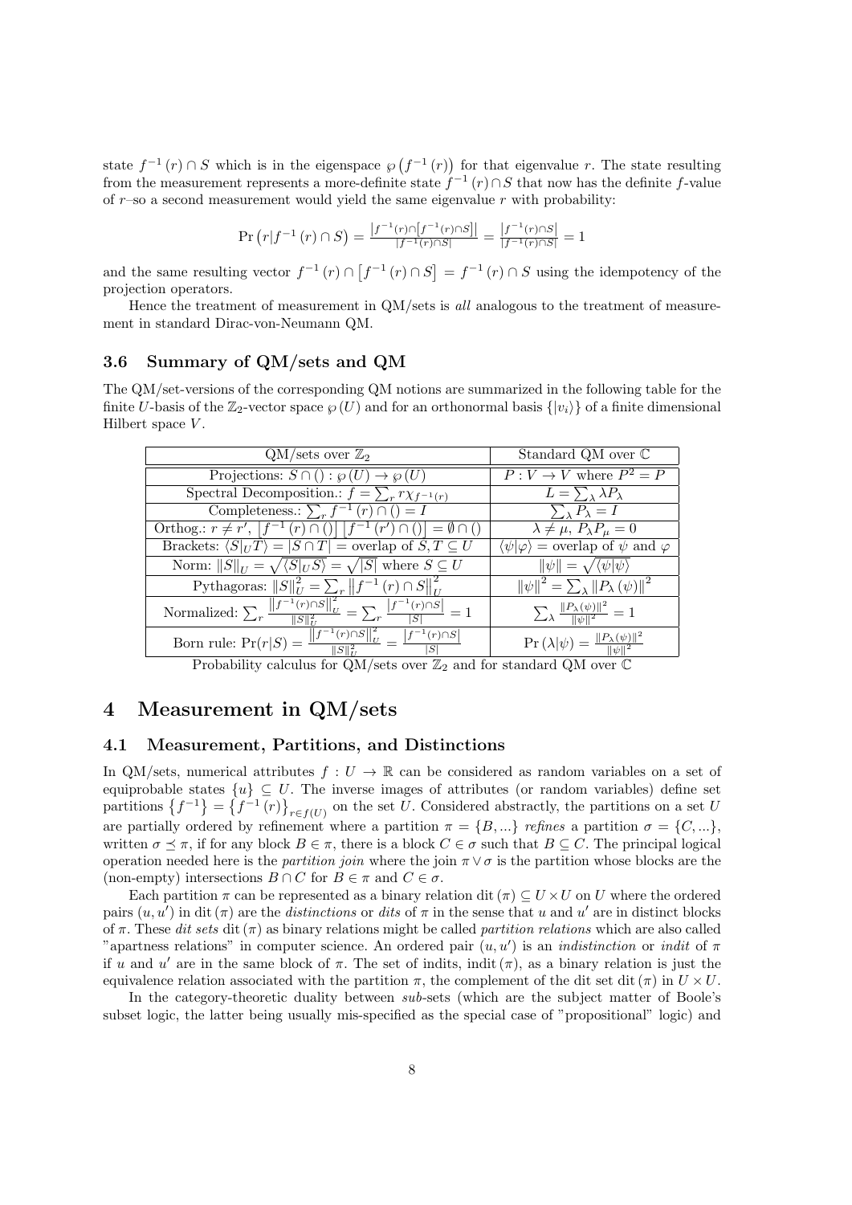state $f^{-1}(r) \cap S$ which is in the eigenspace $\wp\left(f^{-1}(r)\right)$ for that eigenvalue $r$. The state resulting from the measurement represents a more-definite state $f^{-1}(r) \cap S$ that now has the definite $f$-value of $r$–so a second measurement would yield the same eigenvalue $r$ with probability:

$$\Pr\left(r|f^{-1}(r) \cap S\right) = \frac{\left|f^{-1}(r) \cap \left[f^{-1}(r) \cap S\right]\right|}{\left|f^{-1}(r) \cap S\right|} = \frac{\left|f^{-1}(r) \cap S\right|}{\left|f^{-1}(r) \cap S\right|} = 1$$

and the same resulting vector $f^{-1}(r) \cap \left[f^{-1}(r) \cap S\right] = f^{-1}(r) \cap S$ using the idempotency of the projection operators.

Hence the treatment of measurement in QM/sets is *all* analogous to the treatment of measurement in standard Dirac-von-Neumann QM.

### 3.6 Summary of QM/sets and QM

The QM/set-versions of the corresponding QM notions are summarized in the following table for the finite $U$-basis of the $\mathbb{Z}_2$-vector space $\wp(U)$ and for an orthonormal basis $\{|v_i\rangle\}$ of a finite dimensional Hilbert space $V$.

| QM/sets over $\mathbb{Z}_2$ | Standard QM over $\mathbb{C}$ |
|---|---|
| Projections: $S \cap () : \wp(U) \to \wp(U)$ | $P : V \to V$ where $P^2 = P$ |
| Spectral Decomposition.: $f = \sum_r r\chi_{f^{-1}(r)}$ | $L = \sum_\lambda \lambda P_\lambda$ |
| Completeness.: $\sum_r f^{-1}(r) \cap () = I$ | $\sum_\lambda P_\lambda = I$ |
| Orthog.: $r \neq r'$, $\left[f^{-1}(r) \cap ()\right]\left[f^{-1}(r') \cap ()\right] = \emptyset \cap ()$ | $\lambda \neq \mu$, $P_\lambda P_\mu = 0$ |
| Brackets: $\langle S\|_U T\rangle = \|S \cap T\|$ = overlap of $S, T \subseteq U$ | $\langle\psi\|\varphi\rangle$ = overlap of $\psi$ and $\varphi$ |
| Norm: $\\|S\\|_U = \sqrt{\langle S\|_U S\rangle} = \sqrt{\|S\|}$ where $S \subseteq U$ | $\\|\psi\\| = \sqrt{\langle\psi\|\psi\rangle}$ |
| Pythagoras: $\\|S\\|_U^2 = \sum_r \left\\|f^{-1}(r) \cap S\right\\|_U^2$ | $\\|\psi\\|^2 = \sum_\lambda \\|P_\lambda(\psi)\\|^2$ |
| Normalized: $\sum_r \frac{\left\\|f^{-1}(r) \cap S\right\\|_U^2}{\\|S\\|_U^2} = \sum_r \frac{\left\|f^{-1}(r) \cap S\right\|}{\|S\|} = 1$ | $\sum_\lambda \frac{\\|P_\lambda(\psi)\\|^2}{\\|\psi\\|^2} = 1$ |
| Born rule: $\Pr(r\|S) = \frac{\left\\|f^{-1}(r) \cap S\right\\|_U^2}{\\|S\\|_U^2} = \frac{\left\|f^{-1}(r) \cap S\right\|}{\|S\|}$ | $\Pr(\lambda\|\psi) = \frac{\\|P_\lambda(\psi)\\|^2}{\\|\psi\\|^2}$ |

Probability calculus for QM/sets over $\mathbb{Z}_2$ and for standard QM over $\mathbb{C}$

## 4 Measurement in QM/sets

### 4.1 Measurement, Partitions, and Distinctions

In QM/sets, numerical attributes $f : U \to \mathbb{R}$ can be considered as random variables on a set of equiprobable states $\{u\} \subseteq U$. The inverse images of attributes (or random variables) define set partitions $\left\{f^{-1}\right\} = \left\{f^{-1}(r)\right\}_{r \in f(U)}$ on the set $U$. Considered abstractly, the partitions on a set $U$ are partially ordered by refinement where a partition $\pi = \{B, ...\}$ *refines* a partition $\sigma = \{C, ...\}$, written $\sigma \preceq \pi$, if for any block $B \in \pi$, there is a block $C \in \sigma$ such that $B \subseteq C$. The principal logical operation needed here is the *partition join* where the join $\pi \vee \sigma$ is the partition whose blocks are the (non-empty) intersections $B \cap C$ for $B \in \pi$ and $C \in \sigma$.

Each partition $\pi$ can be represented as a binary relation $\operatorname{dit}(\pi) \subseteq U \times U$ on $U$ where the ordered pairs $(u, u')$ in $\operatorname{dit}(\pi)$ are the *distinctions* or *dits* of $\pi$ in the sense that $u$ and $u'$ are in distinct blocks of $\pi$. These *dit sets* $\operatorname{dit}(\pi)$ as binary relations might be called *partition relations* which are also called "apartness relations" in computer science. An ordered pair $(u, u')$ is an *indistinction* or *indit* of $\pi$ if $u$ and $u'$ are in the same block of $\pi$. The set of indits, $\operatorname{indit}(\pi)$, as a binary relation is just the equivalence relation associated with the partition $\pi$, the complement of the dit set $\operatorname{dit}(\pi)$ in $U \times U$.

In the category-theoretic duality between *sub*-sets (which are the subject matter of Boole's subset logic, the latter being usually mis-specified as the special case of "propositional" logic) and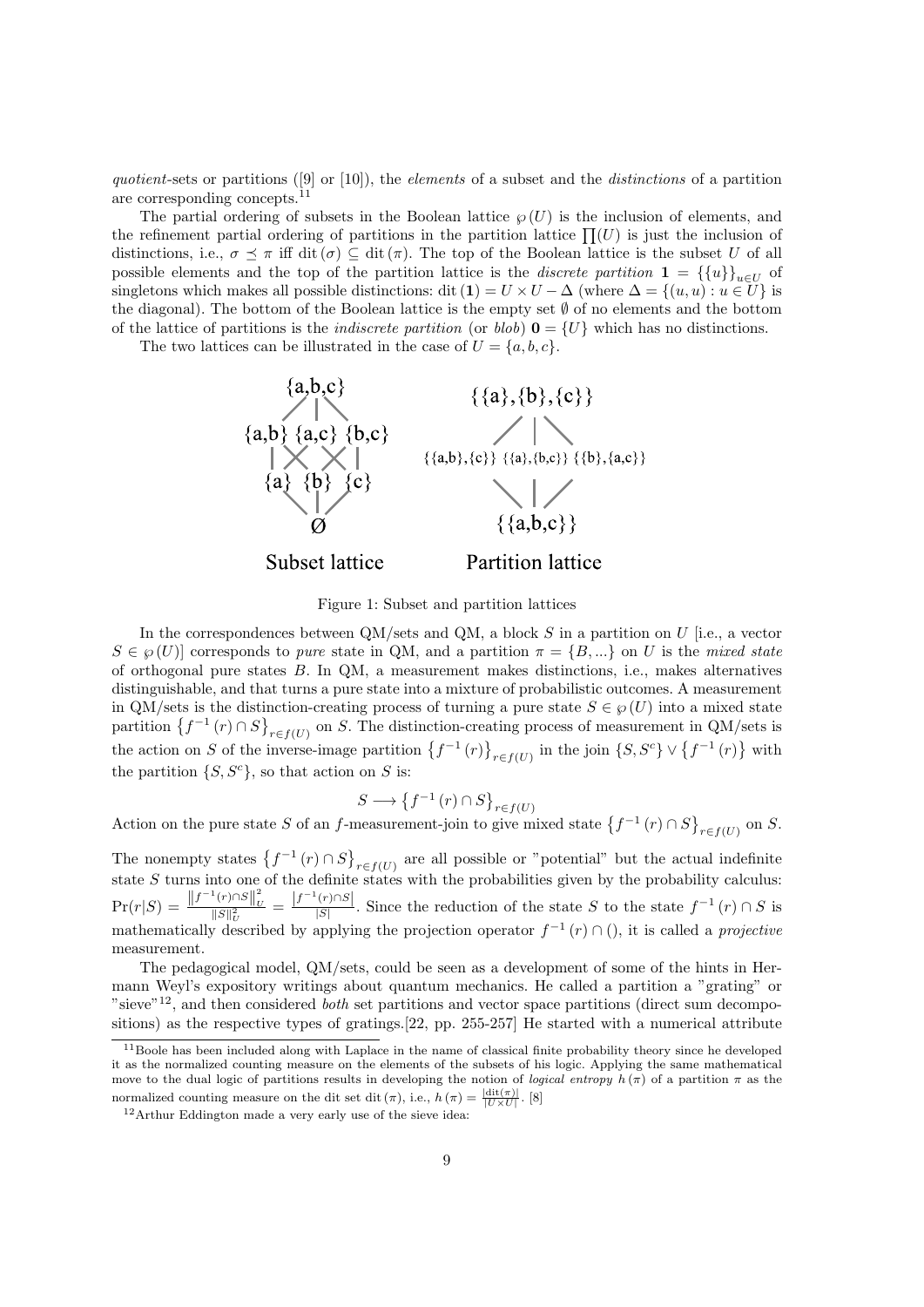*quotient*-sets or partitions ([9] or [10]), the *elements* of a subset and the *distinctions* of a partition are corresponding concepts.[11]

The partial ordering of subsets in the Boolean lattice $\wp(U)$ is the inclusion of elements, and the refinement partial ordering of partitions in the partition lattice $\prod(U)$ is just the inclusion of distinctions, i.e., $\sigma \preceq \pi$ iff $\operatorname{dit}(\sigma) \subseteq \operatorname{dit}(\pi)$. The top of the Boolean lattice is the subset $U$ of all possible elements and the top of the partition lattice is the *discrete partition* $\mathbf{1} = \{\{u\}\}_{u \in U}$ of singletons which makes all possible distinctions: $\operatorname{dit}(\mathbf{1}) = U \times U - \Delta$ (where $\Delta = \{(u,u) : u \in U\}$ is the diagonal). The bottom of the Boolean lattice is the empty set $\emptyset$ of no elements and the bottom of the lattice of partitions is the *indiscrete partition* (or *blob*) $\mathbf{0} = \{U\}$ which has no distinctions.

The two lattices can be illustrated in the case of $U = \{a, b, c\}$.

Figure 1: Subset and partition lattices

In the correspondences between QM/sets and QM, a block $S$ in a partition on $U$ [i.e., a vector $S \in \wp(U)$] corresponds to *pure* state in QM, and a partition $\pi = \{B, ...\}$ on $U$ is the *mixed state* of orthogonal pure states $B$. In QM, a measurement makes distinctions, i.e., makes alternatives distinguishable, and that turns a pure state into a mixture of probabilistic outcomes. A measurement in QM/sets is the distinction-creating process of turning a pure state $S \in \wp(U)$ into a mixed state partition $\left\{f^{-1}(r) \cap S\right\}_{r \in f(U)}$ on $S$. The distinction-creating process of measurement in QM/sets is the action on $S$ of the inverse-image partition $\left\{f^{-1}(r)\right\}_{r \in f(U)}$ in the join $\{S, S^c\} \vee \left\{f^{-1}(r)\right\}$ with the partition $\{S, S^c\}$, so that action on $S$ is:

$$S \longrightarrow \left\{f^{-1}(r) \cap S\right\}_{r \in f(U)}$$

Action on the pure state $S$ of an $f$-measurement-join to give mixed state $\left\{f^{-1}(r) \cap S\right\}_{r \in f(U)}$ on $S$.

The nonempty states $\left\{f^{-1}(r) \cap S\right\}_{r \in f(U)}$ are all possible or "potential" but the actual indefinite state $S$ turns into one of the definite states with the probabilities given by the probability calculus: $\Pr(r|S) = \frac{\left\|f^{-1}(r) \cap S\right\|_U^2}{\|S\|_U^2} = \frac{\left|f^{-1}(r) \cap S\right|}{|S|}$. Since the reduction of the state $S$ to the state $f^{-1}(r) \cap S$ is mathematically described by applying the projection operator $f^{-1}(r) \cap ()$, it is called a *projective* measurement.

The pedagogical model, QM/sets, could be seen as a development of some of the hints in Hermann Weyl's expository writings about quantum mechanics. He called a partition a "grating" or "sieve"[12], and then considered *both* set partitions and vector space partitions (direct sum decompositions) as the respective types of gratings.[22, pp. 255-257] He started with a numerical attribute

[11] Boole has been included along with Laplace in the name of classical finite probability theory since he developed it as the normalized counting measure on the elements of the subsets of his logic. Applying the same mathematical move to the dual logic of partitions results in developing the notion of *logical entropy* $h(\pi)$ of a partition $\pi$ as the normalized counting measure on the dit set $\operatorname{dit}(\pi)$, i.e., $h(\pi) = \frac{|\operatorname{dit}(\pi)|}{|U \times U|}$. [8]

[12] Arthur Eddington made a very early use of the sieve idea: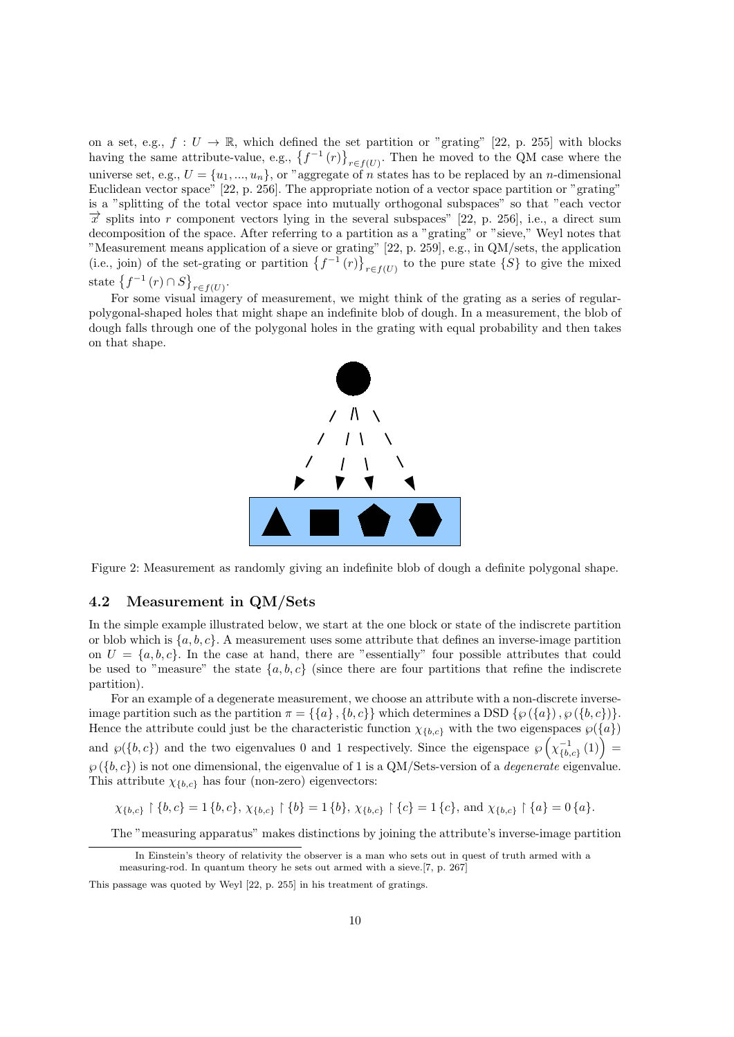on a set, e.g., $f : U \to \mathbb{R}$, which defined the set partition or "grating" [22, p. 255] with blocks having the same attribute-value, e.g., $\left\{f^{-1}(r)\right\}_{r \in f(U)}$. Then he moved to the QM case where the universe set, e.g., $U = \{u_1, ..., u_n\}$, or "aggregate of $n$ states has to be replaced by an $n$-dimensional Euclidean vector space" [22, p. 256]. The appropriate notion of a vector space partition or "grating" is a "splitting of the total vector space into mutually orthogonal subspaces" so that "each vector $\vec{x}$ splits into $r$ component vectors lying in the several subspaces" [22, p. 256], i.e., a direct sum decomposition of the space. After referring to a partition as a "grating" or "sieve," Weyl notes that "Measurement means application of a sieve or grating" [22, p. 259], e.g., in QM/sets, the application (i.e., join) of the set-grating or partition $\left\{f^{-1}(r)\right\}_{r \in f(U)}$ to the pure state $\{S\}$ to give the mixed state $\left\{f^{-1}(r) \cap S\right\}_{r \in f(U)}$.

For some visual imagery of measurement, we might think of the grating as a series of regular-polygonal-shaped holes that might shape an indefinite blob of dough. In a measurement, the blob of dough falls through one of the polygonal holes in the grating with equal probability and then takes on that shape.

Figure 2: Measurement as randomly giving an indefinite blob of dough a definite polygonal shape.

## 4.2 Measurement in QM/Sets

In the simple example illustrated below, we start at the one block or state of the indiscrete partition or blob which is $\{a, b, c\}$. A measurement uses some attribute that defines an inverse-image partition on $U = \{a, b, c\}$. In the case at hand, there are "essentially" four possible attributes that could be used to "measure" the state $\{a, b, c\}$ (since there are four partitions that refine the indiscrete partition).

For an example of a degenerate measurement, we choose an attribute with a non-discrete inverse-image partition such as the partition $\pi = \{\{a\}, \{b, c\}\}$ which determines a DSD $\{\wp(\{a\}), \wp(\{b, c\})\}$. Hence the attribute could just be the characteristic function $\chi_{\{b,c\}}$ with the two eigenspaces $\wp(\{a\})$ and $\wp(\{b, c\})$ and the two eigenvalues 0 and 1 respectively. Since the eigenspace $\wp\left(\chi_{\{b,c\}}^{-1}(1)\right) = \wp(\{b, c\})$ is not one dimensional, the eigenvalue of 1 is a QM/Sets-version of a *degenerate* eigenvalue. This attribute $\chi_{\{b,c\}}$ has four (non-zero) eigenvectors:

$$\chi_{\{b,c\}} \upharpoonright \{b, c\} = 1\,\{b, c\},\ \chi_{\{b,c\}} \upharpoonright \{b\} = 1\,\{b\},\ \chi_{\{b,c\}} \upharpoonright \{c\} = 1\,\{c\}, \text{ and } \chi_{\{b,c\}} \upharpoonright \{a\} = 0\,\{a\}.$$

The "measuring apparatus" makes distinctions by joining the attribute's inverse-image partition

In Einstein's theory of relativity the observer is a man who sets out in quest of truth armed with a measuring-rod. In quantum theory he sets out armed with a sieve.[7, p. 267]

This passage was quoted by Weyl [22, p. 255] in his treatment of gratings.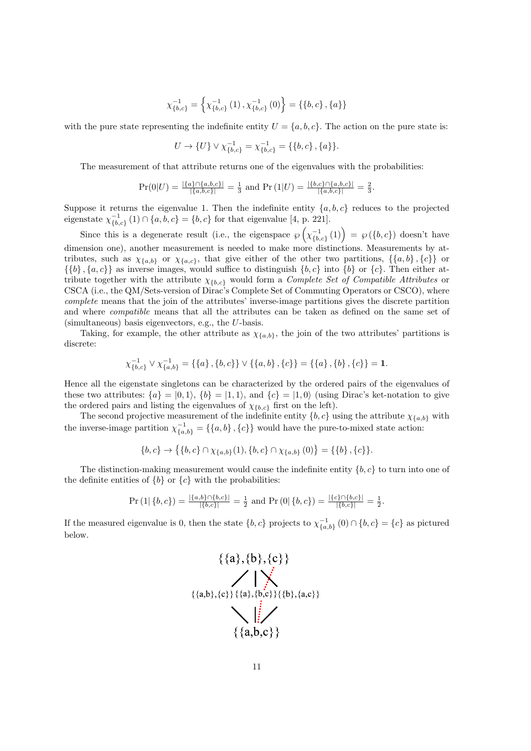$$\chi^{-1}_{\{b,c\}} = \left\{\chi^{-1}_{\{b,c\}}(1), \chi^{-1}_{\{b,c\}}(0)\right\} = \{\{b,c\},\{a\}\}$$

with the pure state representing the indefinite entity $U = \{a,b,c\}$. The action on the pure state is:

$$U \to \{U\} \vee \chi^{-1}_{\{b,c\}} = \chi^{-1}_{\{b,c\}} = \{\{b,c\},\{a\}\}.$$

The measurement of that attribute returns one of the eigenvalues with the probabilities:

$$\Pr(0|U) = \frac{|\{a\}\cap\{a,b,c\}|}{|\{a,b,c\}|} = \frac{1}{3} \text{ and } \Pr(1|U) = \frac{|\{b,c\}\cap\{a,b,c\}|}{|\{a,b,c\}|} = \frac{2}{3}.$$

Suppose it returns the eigenvalue 1. Then the indefinite entity $\{a,b,c\}$ reduces to the projected eigenstate $\chi^{-1}_{\{b,c\}}(1) \cap \{a,b,c\} = \{b,c\}$ for that eigenvalue [4, p. 221].

Since this is a degenerate result (i.e., the eigenspace $\wp\left(\chi^{-1}_{\{b,c\}}(1)\right) = \wp(\{b,c\})$ doesn't have dimension one), another measurement is needed to make more distinctions. Measurements by attributes, such as $\chi_{\{a,b\}}$ or $\chi_{\{a,c\}}$, that give either of the other two partitions, $\{\{a,b\},\{c\}\}$ or $\{\{b\},\{a,c\}\}$ as inverse images, would suffice to distinguish $\{b,c\}$ into $\{b\}$ or $\{c\}$. Then either attribute together with the attribute $\chi_{\{b,c\}}$ would form a *Complete Set of Compatible Attributes* or CSCA (i.e., the QM/Sets-version of Dirac's Complete Set of Commuting Operators or CSCO), where *complete* means that the join of the attributes' inverse-image partitions gives the discrete partition and where *compatible* means that all the attributes can be taken as defined on the same set of (simultaneous) basis eigenvectors, e.g., the $U$-basis.

Taking, for example, the other attribute as $\chi_{\{a,b\}}$, the join of the two attributes' partitions is discrete:

$$\chi^{-1}_{\{b,c\}} \vee \chi^{-1}_{\{a,b\}} = \{\{a\},\{b,c\}\} \vee \{\{a,b\},\{c\}\} = \{\{a\},\{b\},\{c\}\} = \mathbf{1}.$$

Hence all the eigenstate singletons can be characterized by the ordered pairs of the eigenvalues of these two attributes: $\{a\} = |0,1\rangle$, $\{b\} = |1,1\rangle$, and $\{c\} = |1,0\rangle$ (using Dirac's ket-notation to give the ordered pairs and listing the eigenvalues of $\chi_{\{b,c\}}$ first on the left).

The second projective measurement of the indefinite entity $\{b,c\}$ using the attribute $\chi_{\{a,b\}}$ with the inverse-image partition $\chi^{-1}_{\{a,b\}} = \{\{a,b\},\{c\}\}$ would have the pure-to-mixed state action:

$$\{b,c\} \to \left\{\{b,c\} \cap \chi_{\{a,b\}}(1), \{b,c\} \cap \chi_{\{a,b\}}(0)\right\} = \{\{b\},\{c\}\}.$$

The distinction-making measurement would cause the indefinite entity $\{b,c\}$ to turn into one of the definite entities of $\{b\}$ or $\{c\}$ with the probabilities:

$$\Pr(1|\{b,c\}) = \frac{|\{a,b\}\cap\{b,c\}|}{|\{b,c\}|} = \frac{1}{2} \text{ and } \Pr(0|\{b,c\}) = \frac{|\{c\}\cap\{b,c\}|}{|\{b,c\}|} = \frac{1}{2}.$$

If the measured eigenvalue is 0, then the state $\{b,c\}$ projects to $\chi^{-1}_{\{a,b\}}(0) \cap \{b,c\} = \{c\}$ as pictured below.

$$\{\{a\},\{b\},\{c\}\}$$

$$\{\{a,b\},\{c\}\} \quad \{\{a\},\{b,c\}\} \quad \{\{b\},\{a,c\}\}$$

$$\{\{a,b,c\}\}$$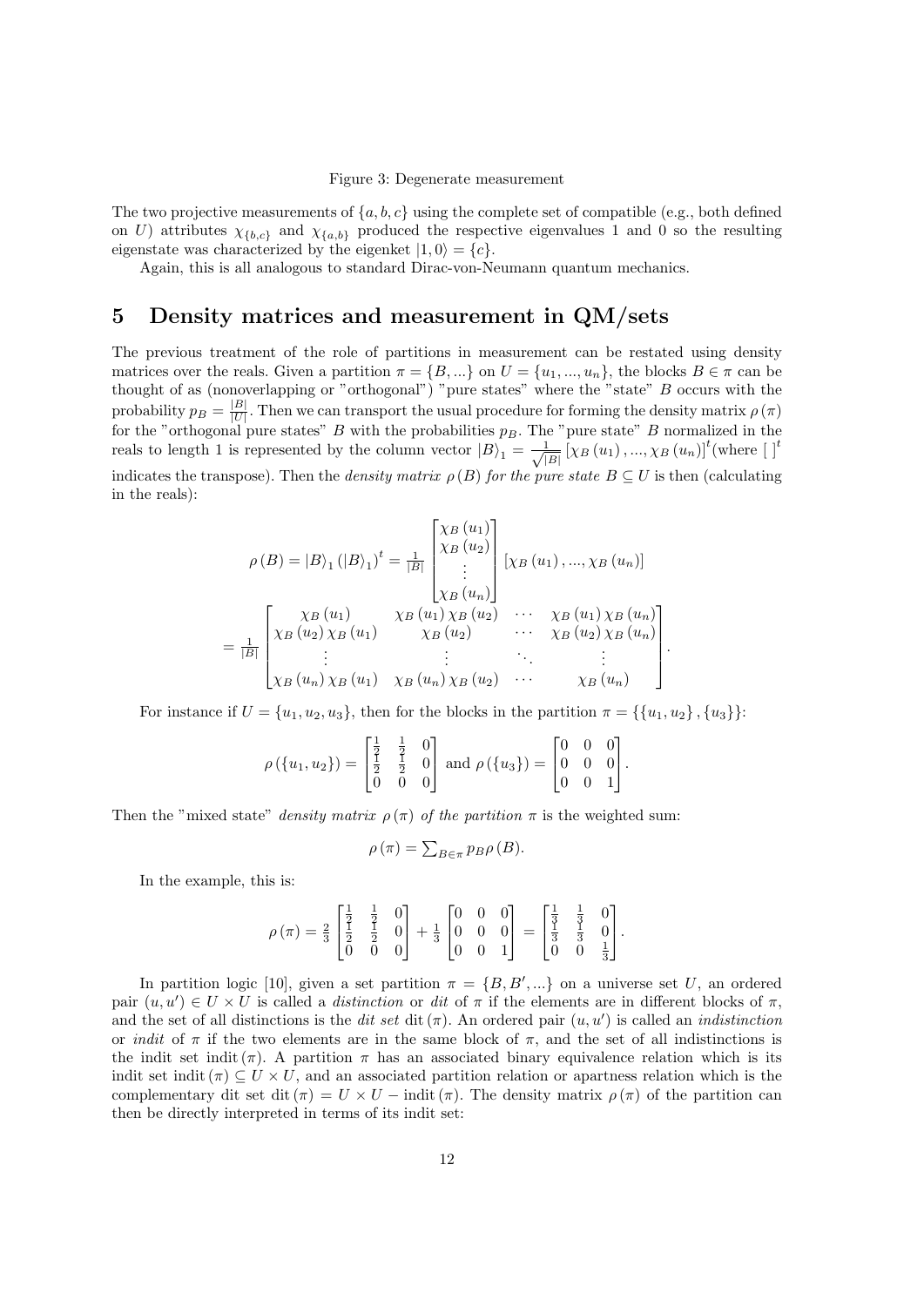Figure 3: Degenerate measurement

The two projective measurements of $\{a,b,c\}$ using the complete set of compatible (e.g., both defined on $U$) attributes $\chi_{\{b,c\}}$ and $\chi_{\{a,b\}}$ produced the respective eigenvalues 1 and 0 so the resulting eigenstate was characterized by the eigenket $|1,0\rangle = \{c\}$.

Again, this is all analogous to standard Dirac-von-Neumann quantum mechanics.

# 5 Density matrices and measurement in QM/sets

The previous treatment of the role of partitions in measurement can be restated using density matrices over the reals. Given a partition $\pi = \{B,...\}$ on $U = \{u_1,...,u_n\}$, the blocks $B \in \pi$ can be thought of as (nonoverlapping or "orthogonal") "pure states" where the "state" $B$ occurs with the probability $p_B = \frac{|B|}{|U|}$. Then we can transport the usual procedure for forming the density matrix $\rho(\pi)$ for the "orthogonal pure states" $B$ with the probabilities $p_B$. The "pure state" $B$ normalized in the reals to length 1 is represented by the column vector $|B\rangle_1 = \frac{1}{\sqrt{|B|}}[\chi_B(u_1),...,\chi_B(u_n)]^t$(where $[\;]^t$ indicates the transpose). Then the *density matrix* $\rho(B)$ *for the pure state* $B \subseteq U$ is then (calculating in the reals):

$$\rho(B) = |B\rangle_1 (|B\rangle_1)^t = \frac{1}{|B|}\begin{bmatrix}\chi_B(u_1)\\ \chi_B(u_2)\\ \vdots \\ \chi_B(u_n)\end{bmatrix}[\chi_B(u_1),...,\chi_B(u_n)]$$

$$= \frac{1}{|B|}\begin{bmatrix}\chi_B(u_1) & \chi_B(u_1)\chi_B(u_2) & \cdots & \chi_B(u_1)\chi_B(u_n)\\ \chi_B(u_2)\chi_B(u_1) & \chi_B(u_2) & \cdots & \chi_B(u_2)\chi_B(u_n)\\ \vdots & \vdots & \ddots & \vdots\\ \chi_B(u_n)\chi_B(u_1) & \chi_B(u_n)\chi_B(u_2) & \cdots & \chi_B(u_n)\end{bmatrix}.$$

For instance if $U = \{u_1,u_2,u_3\}$, then for the blocks in the partition $\pi = \{\{u_1,u_2\},\{u_3\}\}$:

$$\rho(\{u_1,u_2\}) = \begin{bmatrix}\frac{1}{2} & \frac{1}{2} & 0\\ \frac{1}{2} & \frac{1}{2} & 0\\ 0 & 0 & 0\end{bmatrix} \text{ and } \rho(\{u_3\}) = \begin{bmatrix}0 & 0 & 0\\ 0 & 0 & 0\\ 0 & 0 & 1\end{bmatrix}.$$

Then the "mixed state" *density matrix* $\rho(\pi)$ *of the partition* $\pi$ is the weighted sum:

$$\rho(\pi) = \sum_{B\in\pi} p_B \rho(B).$$

In the example, this is:

$$\rho(\pi) = \frac{2}{3}\begin{bmatrix}\frac{1}{2} & \frac{1}{2} & 0\\ \frac{1}{2} & \frac{1}{2} & 0\\ 0 & 0 & 0\end{bmatrix} + \frac{1}{3}\begin{bmatrix}0 & 0 & 0\\ 0 & 0 & 0\\ 0 & 0 & 1\end{bmatrix} = \begin{bmatrix}\frac{1}{3} & \frac{1}{3} & 0\\ \frac{1}{3} & \frac{1}{3} & 0\\ 0 & 0 & \frac{1}{3}\end{bmatrix}.$$

In partition logic [10], given a set partition $\pi = \{B,B',...\}$ on a universe set $U$, an ordered pair $(u,u') \in U \times U$ is called a *distinction* or *dit* of $\pi$ if the elements are in different blocks of $\pi$, and the set of all distinctions is the *dit set* $\operatorname{dit}(\pi)$. An ordered pair $(u,u')$ is called an *indistinction* or *indit* of $\pi$ if the two elements are in the same block of $\pi$, and the set of all indistinctions is the indit set $\operatorname{indit}(\pi)$. A partition $\pi$ has an associated binary equivalence relation which is its indit set $\operatorname{indit}(\pi) \subseteq U \times U$, and an associated partition relation or apartness relation which is the complementary dit set $\operatorname{dit}(\pi) = U \times U - \operatorname{indit}(\pi)$. The density matrix $\rho(\pi)$ of the partition can then be directly interpreted in terms of its indit set: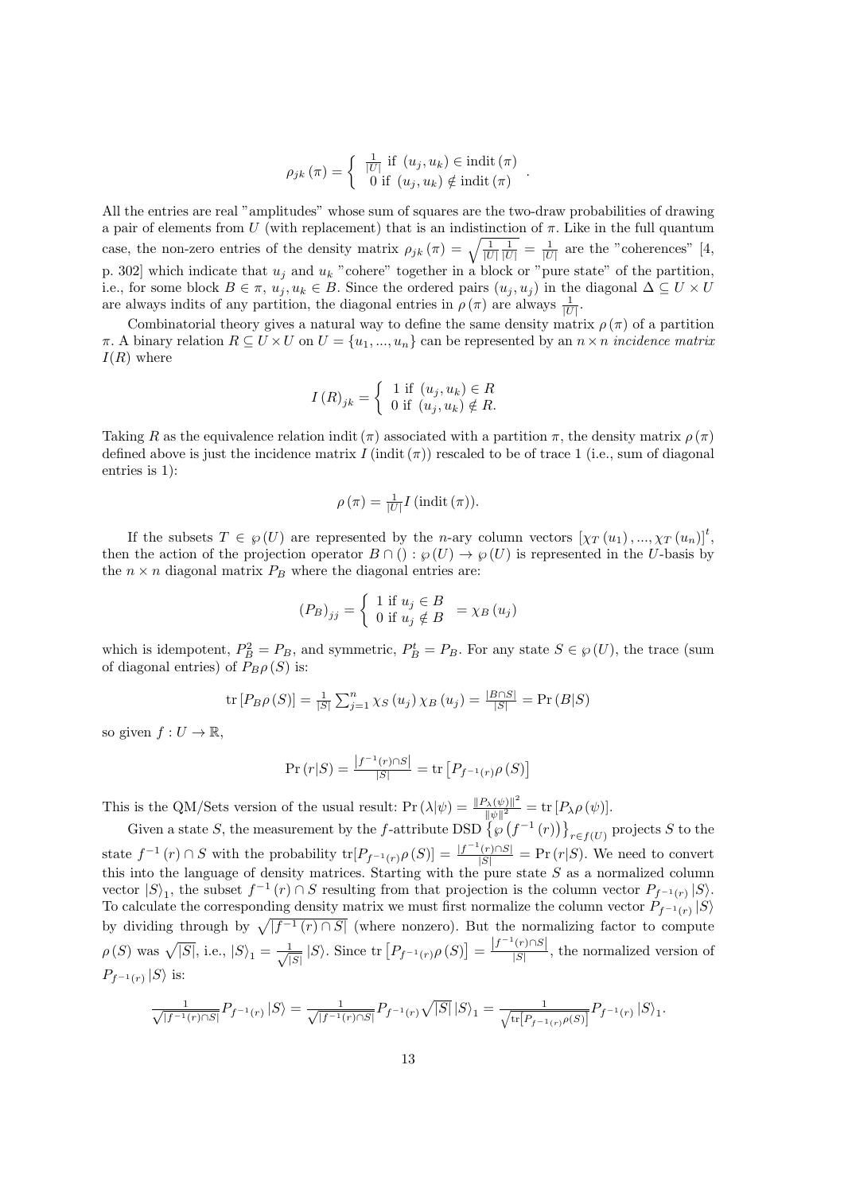$$\rho_{jk}(\pi) = \begin{cases} \frac{1}{|U|} \text{ if } (u_j, u_k) \in \text{indit}(\pi) \\ 0 \text{ if } (u_j, u_k) \notin \text{indit}(\pi) \end{cases}.$$

All the entries are real "amplitudes" whose sum of squares are the two-draw probabilities of drawing a pair of elements from $U$ (with replacement) that is an indistinction of $\pi$. Like in the full quantum case, the non-zero entries of the density matrix $\rho_{jk}(\pi) = \sqrt{\frac{1}{|U|}\frac{1}{|U|}} = \frac{1}{|U|}$ are the "coherences" [4, p. 302] which indicate that $u_j$ and $u_k$ "cohere" together in a block or "pure state" of the partition, i.e., for some block $B \in \pi$, $u_j, u_k \in B$. Since the ordered pairs $(u_j, u_j)$ in the diagonal $\Delta \subseteq U \times U$ are always indits of any partition, the diagonal entries in $\rho(\pi)$ are always $\frac{1}{|U|}$.

Combinatorial theory gives a natural way to define the same density matrix $\rho(\pi)$ of a partition $\pi$. A binary relation $R \subseteq U \times U$ on $U = \{u_1, ..., u_n\}$ can be represented by an $n \times n$ *incidence matrix* $I(R)$ where

$$I(R)_{jk} = \begin{cases} 1 \text{ if } (u_j, u_k) \in R \\ 0 \text{ if } (u_j, u_k) \notin R. \end{cases}$$

Taking $R$ as the equivalence relation $\text{indit}(\pi)$ associated with a partition $\pi$, the density matrix $\rho(\pi)$ defined above is just the incidence matrix $I(\text{indit}(\pi))$ rescaled to be of trace 1 (i.e., sum of diagonal entries is 1):

$$\rho(\pi) = \tfrac{1}{|U|} I(\text{indit}(\pi)).$$

If the subsets $T \in \wp(U)$ are represented by the $n$-ary column vectors $[\chi_T(u_1), ..., \chi_T(u_n)]^t$, then the action of the projection operator $B \cap () : \wp(U) \to \wp(U)$ is represented in the $U$-basis by the $n \times n$ diagonal matrix $P_B$ where the diagonal entries are:

$$(P_B)_{jj} = \begin{cases} 1 \text{ if } u_j \in B \\ 0 \text{ if } u_j \notin B \end{cases} = \chi_B(u_j)$$

which is idempotent, $P_B^2 = P_B$, and symmetric, $P_B^t = P_B$. For any state $S \in \wp(U)$, the trace (sum of diagonal entries) of $P_B \rho(S)$ is:

$$\text{tr}[P_B \rho(S)] = \tfrac{1}{|S|} \sum_{j=1}^{n} \chi_S(u_j) \chi_B(u_j) = \tfrac{|B \cap S|}{|S|} = \Pr(B|S)$$

so given $f : U \to \mathbb{R}$,

$$\Pr(r|S) = \tfrac{|f^{-1}(r) \cap S|}{|S|} = \text{tr}\left[P_{f^{-1}(r)} \rho(S)\right]$$

This is the QM/Sets version of the usual result: $\Pr(\lambda|\psi) = \frac{\|P_\lambda(\psi)\|^2}{\|\psi\|^2} = \text{tr}[P_\lambda \rho(\psi)]$.

Given a state $S$, the measurement by the $f$-attribute DSD $\left\{\wp\left(f^{-1}(r)\right)\right\}_{r \in f(U)}$ projects $S$ to the state $f^{-1}(r) \cap S$ with the probability $\text{tr}[P_{f^{-1}(r)} \rho(S)] = \frac{|f^{-1}(r) \cap S|}{|S|} = \Pr(r|S)$. We need to convert this into the language of density matrices. Starting with the pure state $S$ as a normalized column vector $|S\rangle_1$, the subset $f^{-1}(r) \cap S$ resulting from that projection is the column vector $P_{f^{-1}(r)}|S\rangle$. To calculate the corresponding density matrix we must first normalize the column vector $P_{f^{-1}(r)}|S\rangle$ by dividing through by $\sqrt{|f^{-1}(r) \cap S|}$ (where nonzero). But the normalizing factor to compute $\rho(S)$ was $\sqrt{|S|}$, i.e., $|S\rangle_1 = \frac{1}{\sqrt{|S|}}|S\rangle$. Since $\text{tr}\left[P_{f^{-1}(r)} \rho(S)\right] = \frac{|f^{-1}(r) \cap S|}{|S|}$, the normalized version of $P_{f^{-1}(r)}|S\rangle$ is:

$$\tfrac{1}{\sqrt{|f^{-1}(r) \cap S|}} P_{f^{-1}(r)}|S\rangle = \tfrac{1}{\sqrt{|f^{-1}(r) \cap S|}} P_{f^{-1}(r)} \sqrt{|S|}\,|S\rangle_1 = \tfrac{1}{\sqrt{\text{tr}\left[P_{f^{-1}(r)} \rho(S)\right]}} P_{f^{-1}(r)}|S\rangle_1.$$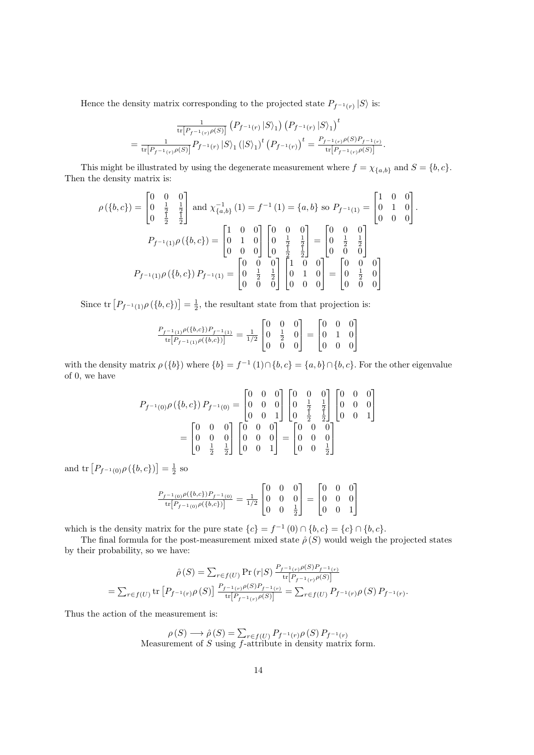Hence the density matrix corresponding to the projected state $P_{f^{-1}(r)}|S\rangle$ is:

$$\frac{1}{\operatorname{tr}\left[P_{f^{-1}(r)}\rho(S)\right]}\left(P_{f^{-1}(r)}|S\rangle_1\right)\left(P_{f^{-1}(r)}|S\rangle_1\right)^t$$
$$=\frac{1}{\operatorname{tr}\left[P_{f^{-1}(r)}\rho(S)\right]}P_{f^{-1}(r)}|S\rangle_1\left(|S\rangle_1\right)^t\left(P_{f^{-1}(r)}\right)^t=\frac{P_{f^{-1}(r)}\rho(S)P_{f^{-1}(r)}}{\operatorname{tr}\left[P_{f^{-1}(r)}\rho(S)\right]}.$$

This might be illustrated by using the degenerate measurement where $f=\chi_{\{a,b\}}$ and $S=\{b,c\}$. Then the density matrix is:

$$\rho(\{b,c\})=\begin{bmatrix}0&0&0\\0&\frac{1}{2}&\frac{1}{2}\\0&\frac{1}{2}&\frac{1}{2}\end{bmatrix}\text{ and }\chi_{\{a,b\}}^{-1}(1)=f^{-1}(1)=\{a,b\}\text{ so }P_{f^{-1}(1)}=\begin{bmatrix}1&0&0\\0&1&0\\0&0&0\end{bmatrix}.$$

$$P_{f^{-1}(1)}\rho(\{b,c\})=\begin{bmatrix}1&0&0\\0&1&0\\0&0&0\end{bmatrix}\begin{bmatrix}0&0&0\\0&\frac{1}{2}&\frac{1}{2}\\0&\frac{1}{2}&\frac{1}{2}\end{bmatrix}=\begin{bmatrix}0&0&0\\0&\frac{1}{2}&\frac{1}{2}\\0&0&0\end{bmatrix}$$

$$P_{f^{-1}(1)}\rho(\{b,c\})P_{f^{-1}(1)}=\begin{bmatrix}0&0&0\\0&\frac{1}{2}&\frac{1}{2}\\0&0&0\end{bmatrix}\begin{bmatrix}1&0&0\\0&1&0\\0&0&0\end{bmatrix}=\begin{bmatrix}0&0&0\\0&\frac{1}{2}&0\\0&0&0\end{bmatrix}$$

Since $\operatorname{tr}\left[P_{f^{-1}(1)}\rho(\{b,c\})\right]=\frac{1}{2}$, the resultant state from that projection is:

$$\frac{P_{f^{-1}(1)}\rho(\{b,c\})P_{f^{-1}(1)}}{\operatorname{tr}\left[P_{f^{-1}(1)}\rho(\{b,c\})\right]}=\frac{1}{1/2}\begin{bmatrix}0&0&0\\0&\frac{1}{2}&0\\0&0&0\end{bmatrix}=\begin{bmatrix}0&0&0\\0&1&0\\0&0&0\end{bmatrix}$$

with the density matrix $\rho(\{b\})$ where $\{b\}=f^{-1}(1)\cap\{b,c\}=\{a,b\}\cap\{b,c\}$. For the other eigenvalue of 0, we have

$$P_{f^{-1}(0)}\rho(\{b,c\})P_{f^{-1}(0)}=\begin{bmatrix}0&0&0\\0&0&0\\0&0&1\end{bmatrix}\begin{bmatrix}0&0&0\\0&\frac{1}{2}&\frac{1}{2}\\0&\frac{1}{2}&\frac{1}{2}\end{bmatrix}\begin{bmatrix}0&0&0\\0&0&0\\0&0&1\end{bmatrix}$$
$$=\begin{bmatrix}0&0&0\\0&0&0\\0&\frac{1}{2}&\frac{1}{2}\end{bmatrix}\begin{bmatrix}0&0&0\\0&0&0\\0&0&1\end{bmatrix}=\begin{bmatrix}0&0&0\\0&0&0\\0&0&\frac{1}{2}\end{bmatrix}$$

and $\operatorname{tr}\left[P_{f^{-1}(0)}\rho(\{b,c\})\right]=\frac{1}{2}$ so

$$\frac{P_{f^{-1}(0)}\rho(\{b,c\})P_{f^{-1}(0)}}{\operatorname{tr}\left[P_{f^{-1}(0)}\rho(\{b,c\})\right]}=\frac{1}{1/2}\begin{bmatrix}0&0&0\\0&0&0\\0&0&\frac{1}{2}\end{bmatrix}=\begin{bmatrix}0&0&0\\0&0&0\\0&0&1\end{bmatrix}$$

which is the density matrix for the pure state $\{c\}=f^{-1}(0)\cap\{b,c\}=\{c\}\cap\{b,c\}$.

The final formula for the post-measurement mixed state $\hat{\rho}(S)$ would weigh the projected states by their probability, so we have:

$$\hat{\rho}(S)=\sum_{r\in f(U)}\Pr(r|S)\frac{P_{f^{-1}(r)}\rho(S)P_{f^{-1}(r)}}{\operatorname{tr}\left[P_{f^{-1}(r)}\rho(S)\right]}$$
$$=\sum_{r\in f(U)}\operatorname{tr}\left[P_{f^{-1}(r)}\rho(S)\right]\frac{P_{f^{-1}(r)}\rho(S)P_{f^{-1}(r)}}{\operatorname{tr}\left[P_{f^{-1}(r)}\rho(S)\right]}=\sum_{r\in f(U)}P_{f^{-1}(r)}\rho(S)P_{f^{-1}(r)}.$$

Thus the action of the measurement is:

$$\rho(S)\longrightarrow\hat{\rho}(S)=\sum_{r\in f(U)}P_{f^{-1}(r)}\rho(S)P_{f^{-1}(r)}$$

Measurement of $S$ using $f$-attribute in density matrix form.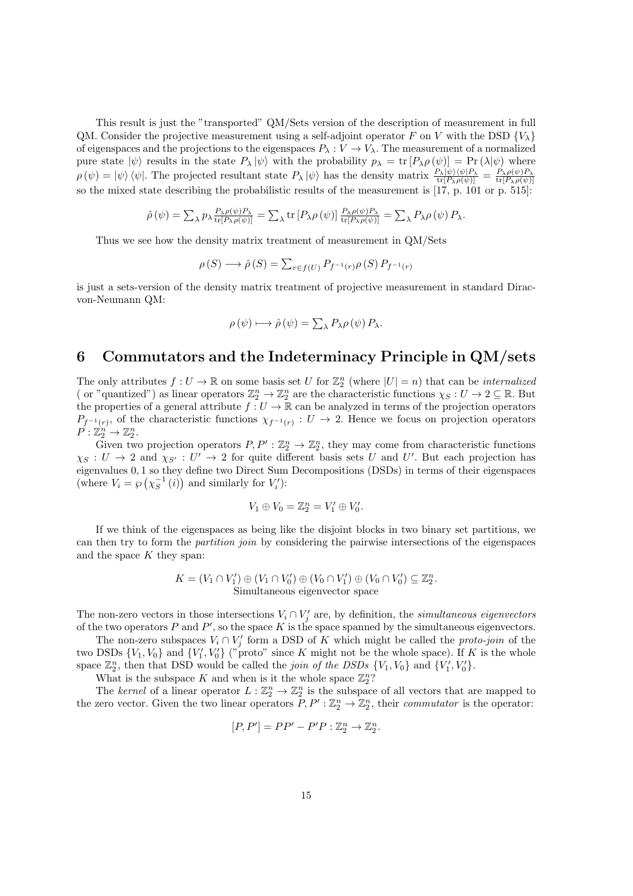This result is just the "transported" QM/Sets version of the description of measurement in full QM. Consider the projective measurement using a self-adjoint operator $F$ on $V$ with the DSD $\{V_\lambda\}$ of eigenspaces and the projections to the eigenspaces $P_\lambda : V \to V_\lambda$. The measurement of a normalized pure state $|\psi\rangle$ results in the state $P_\lambda |\psi\rangle$ with the probability $p_\lambda = \operatorname{tr}[P_\lambda \rho(\psi)] = \Pr(\lambda|\psi)$ where $\rho(\psi) = |\psi\rangle\langle\psi|$. The projected resultant state $P_\lambda |\psi\rangle$ has the density matrix $\frac{P_\lambda|\psi\rangle\langle\psi|P_\lambda}{\operatorname{tr}[P_\lambda\rho(\psi)]} = \frac{P_\lambda\rho(\psi)P_\lambda}{\operatorname{tr}[P_\lambda\rho(\psi)]}$ so the mixed state describing the probabilistic results of the measurement is [17, p. 101 or p. 515]:

$$\hat{\rho}(\psi) = \sum_\lambda p_\lambda \frac{P_\lambda\rho(\psi)P_\lambda}{\operatorname{tr}[P_\lambda\rho(\psi)]} = \sum_\lambda \operatorname{tr}[P_\lambda\rho(\psi)] \frac{P_\lambda\rho(\psi)P_\lambda}{\operatorname{tr}[P_\lambda\rho(\psi)]} = \sum_\lambda P_\lambda\rho(\psi)P_\lambda.$$

Thus we see how the density matrix treatment of measurement in QM/Sets

$$\rho(S) \longrightarrow \hat{\rho}(S) = \sum_{r\in f(U)} P_{f^{-1}(r)}\rho(S) P_{f^{-1}(r)}$$

is just a sets-version of the density matrix treatment of projective measurement in standard Dirac-von-Neumann QM:

$$\rho(\psi) \longmapsto \hat{\rho}(\psi) = \sum_\lambda P_\lambda\rho(\psi)P_\lambda.$$

# 6 Commutators and the Indeterminacy Principle in QM/sets

The only attributes $f : U \to \mathbb{R}$ on some basis set $U$ for $\mathbb{Z}_2^n$ (where $|U| = n$) that can be *internalized* ( or "quantized") as linear operators $\mathbb{Z}_2^n \to \mathbb{Z}_2^n$ are the characteristic functions $\chi_S : U \to 2 \subseteq \mathbb{R}$. But the properties of a general attribute $f : U \to \mathbb{R}$ can be analyzed in terms of the projection operators $P_{f^{-1}(r)}$, of the characteristic functions $\chi_{f^{-1}(r)} : U \to 2$. Hence we focus on projection operators $P : \mathbb{Z}_2^n \to \mathbb{Z}_2^n$.

Given two projection operators $P, P' : \mathbb{Z}_2^n \to \mathbb{Z}_2^n$, they may come from characteristic functions $\chi_S : U \to 2$ and $\chi_{S'} : U' \to 2$ for quite different basis sets $U$ and $U'$. But each projection has eigenvalues $0, 1$ so they define two Direct Sum Decompositions (DSDs) in terms of their eigenspaces (where $V_i = \wp\left(\chi_S^{-1}(i)\right)$ and similarly for $V_i'$):

$$V_1 \oplus V_0 = \mathbb{Z}_2^n = V_1' \oplus V_0'.$$

If we think of the eigenspaces as being like the disjoint blocks in two binary set partitions, we can then try to form the *partition join* by considering the pairwise intersections of the eigenspaces and the space $K$ they span:

$$K = (V_1 \cap V_1') \oplus (V_1 \cap V_0') \oplus (V_0 \cap V_1') \oplus (V_0 \cap V_0') \subseteq \mathbb{Z}_2^n.$$
Simultaneous eigenvector space

The non-zero vectors in those intersections $V_i \cap V_j'$ are, by definition, the *simultaneous eigenvectors* of the two operators $P$ and $P'$, so the space $K$ is the space spanned by the simultaneous eigenvectors.

The non-zero subspaces $V_i \cap V_j'$ form a DSD of $K$ which might be called the *proto-join* of the two DSDs $\{V_1, V_0\}$ and $\{V_1', V_0'\}$ ("proto" since $K$ might not be the whole space). If $K$ is the whole space $\mathbb{Z}_2^n$, then that DSD would be called the *join of the DSDs* $\{V_1, V_0\}$ and $\{V_1', V_0'\}$.

What is the subspace $K$ and when is it the whole space $\mathbb{Z}_2^n$?

The *kernel* of a linear operator $L : \mathbb{Z}_2^n \to \mathbb{Z}_2^n$ is the subspace of all vectors that are mapped to the zero vector. Given the two linear operators $P, P' : \mathbb{Z}_2^n \to \mathbb{Z}_2^n$, their *commutator* is the operator:

$$[P, P'] = PP' - P'P : \mathbb{Z}_2^n \to \mathbb{Z}_2^n.$$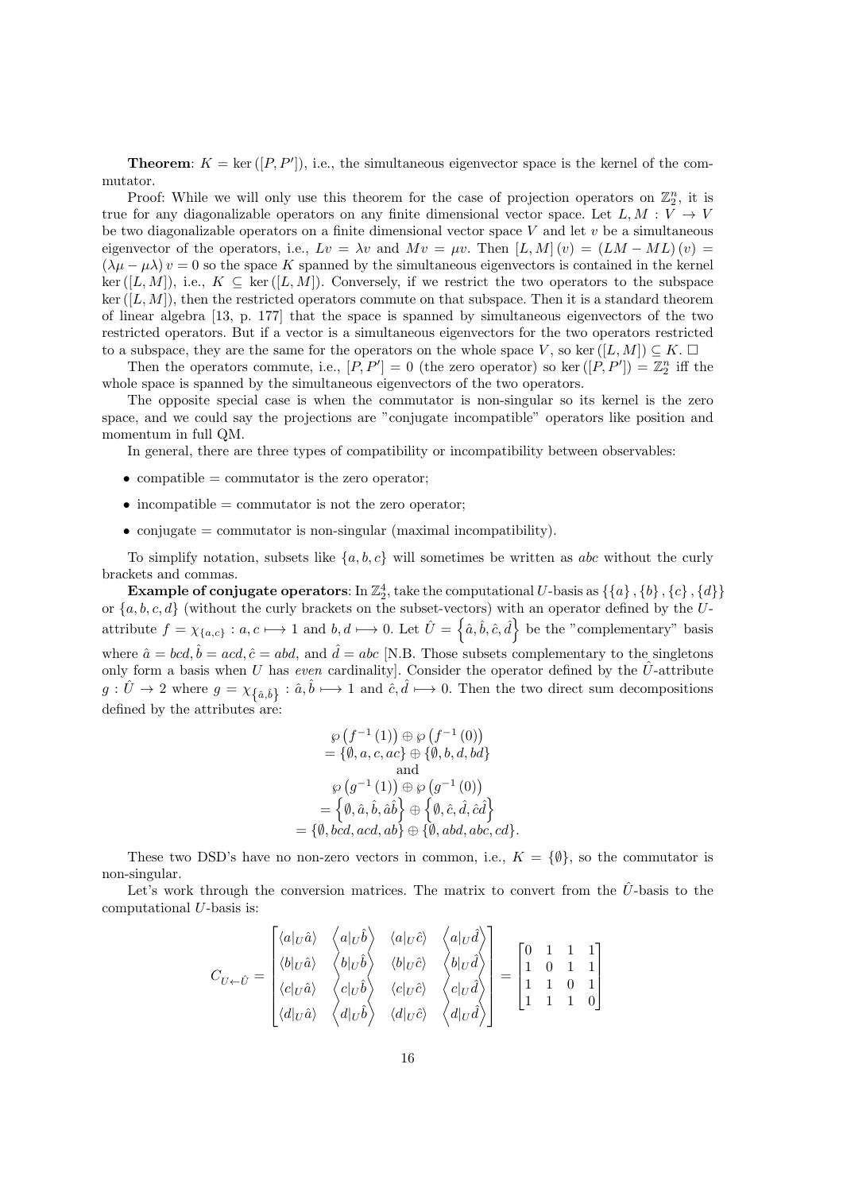**Theorem**: $K = \ker([P, P'])$, i.e., the simultaneous eigenvector space is the kernel of the commutator.

Proof: While we will only use this theorem for the case of projection operators on $\mathbb{Z}_2^n$, it is true for any diagonalizable operators on any finite dimensional vector space. Let $L, M : V \to V$ be two diagonalizable operators on a finite dimensional vector space $V$ and let $v$ be a simultaneous eigenvector of the operators, i.e., $Lv = \lambda v$ and $Mv = \mu v$. Then $[L, M](v) = (LM - ML)(v) = (\lambda\mu - \mu\lambda)v = 0$ so the space $K$ spanned by the simultaneous eigenvectors is contained in the kernel $\ker([L, M])$, i.e., $K \subseteq \ker([L, M])$. Conversely, if we restrict the two operators to the subspace $\ker([L, M])$, then the restricted operators commute on that subspace. Then it is a standard theorem of linear algebra [13, p. 177] that the space is spanned by simultaneous eigenvectors of the two restricted operators. But if a vector is a simultaneous eigenvector for the two operators restricted to a subspace, they are the same for the operators on the whole space $V$, so $\ker([L, M]) \subseteq K$. $\square$

Then the operators commute, i.e., $[P, P'] = 0$ (the zero operator) so $\ker([P, P']) = \mathbb{Z}_2^n$ iff the whole space is spanned by the simultaneous eigenvectors of the two operators.

The opposite special case is when the commutator is non-singular so its kernel is the zero space, and we could say the projections are "conjugate incompatible" operators like position and momentum in full QM.

In general, there are three types of compatibility or incompatibility between observables:

- compatible = commutator is the zero operator;
- incompatible = commutator is not the zero operator;
- conjugate = commutator is non-singular (maximal incompatibility).

To simplify notation, subsets like $\{a, b, c\}$ will sometimes be written as $abc$ without the curly brackets and commas.

**Example of conjugate operators**: In $\mathbb{Z}_2^4$, take the computational $U$-basis as $\{\{a\}, \{b\}, \{c\}, \{d\}\}$ or $\{a, b, c, d\}$ (without the curly brackets on the subset-vectors) with an operator defined by the $U$-attribute $f = \chi_{\{a,c\}} : a, c \longmapsto 1$ and $b, d \longmapsto 0$. Let $\hat{U} = \{\hat{a}, \hat{b}, \hat{c}, \hat{d}\}$ be the "complementary" basis where $\hat{a} = bcd, \hat{b} = acd, \hat{c} = abd$, and $\hat{d} = abc$ [N.B. Those subsets complementary to the singletons only form a basis when $U$ has *even* cardinality]. Consider the operator defined by the $\hat{U}$-attribute $g : \hat{U} \to 2$ where $g = \chi_{\{\hat{a},\hat{b}\}} : \hat{a}, \hat{b} \longmapsto 1$ and $\hat{c}, \hat{d} \longmapsto 0$. Then the two direct sum decompositions defined by the attributes are:

$$
\begin{gathered}
\wp\left(f^{-1}(1)\right) \oplus \wp\left(f^{-1}(0)\right) \\
= \{\emptyset, a, c, ac\} \oplus \{\emptyset, b, d, bd\} \\
\text{and} \\
\wp\left(g^{-1}(1)\right) \oplus \wp\left(g^{-1}(0)\right) \\
= \left\{\emptyset, \hat{a}, \hat{b}, \hat{a}\hat{b}\right\} \oplus \left\{\emptyset, \hat{c}, \hat{d}, \hat{c}\hat{d}\right\} \\
= \{\emptyset, bcd, acd, ab\} \oplus \{\emptyset, abd, abc, cd\}.
\end{gathered}
$$

These two DSD's have no non-zero vectors in common, i.e., $K = \{\emptyset\}$, so the commutator is non-singular.

Let's work through the conversion matrices. The matrix to convert from the $\hat{U}$-basis to the computational $U$-basis is:

$$
C_{U \leftarrow \hat{U}} = \begin{bmatrix}
\langle a|_U \hat{a}\rangle & \langle a|_U \hat{b}\rangle & \langle a|_U \hat{c}\rangle & \langle a|_U \hat{d}\rangle \\
\langle b|_U \hat{a}\rangle & \langle b|_U \hat{b}\rangle & \langle b|_U \hat{c}\rangle & \langle b|_U \hat{d}\rangle \\
\langle c|_U \hat{a}\rangle & \langle c|_U \hat{b}\rangle & \langle c|_U \hat{c}\rangle & \langle c|_U \hat{d}\rangle \\
\langle d|_U \hat{a}\rangle & \langle d|_U \hat{b}\rangle & \langle d|_U \hat{c}\rangle & \langle d|_U \hat{d}\rangle
\end{bmatrix} = \begin{bmatrix}
0 & 1 & 1 & 1 \\
1 & 0 & 1 & 1 \\
1 & 1 & 0 & 1 \\
1 & 1 & 1 & 0
\end{bmatrix}
$$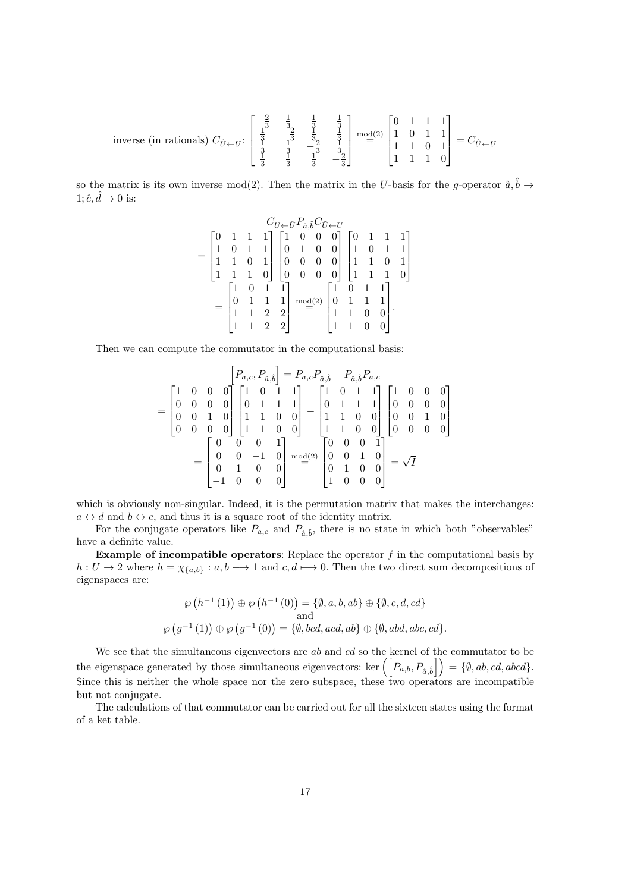$$\text{inverse (in rationals) } C_{\hat{U}\leftarrow U}\text{: } \begin{bmatrix} -\frac{2}{3} & \frac{1}{3} & \frac{1}{3} & \frac{1}{3} \\ \frac{1}{3} & -\frac{2}{3} & \frac{1}{3} & \frac{1}{3} \\ \frac{1}{3} & \frac{1}{3} & -\frac{2}{3} & \frac{1}{3} \\ \frac{1}{3} & \frac{1}{3} & \frac{1}{3} & -\frac{2}{3} \end{bmatrix} \overset{\text{mod}(2)}{=} \begin{bmatrix} 0 & 1 & 1 & 1 \\ 1 & 0 & 1 & 1 \\ 1 & 1 & 0 & 1 \\ 1 & 1 & 1 & 0 \end{bmatrix} = C_{\hat{U}\leftarrow U}$$

so the matrix is its own inverse mod(2). Then the matrix in the $U$-basis for the $g$-operator $\hat{a}, \hat{b} \to 1; \hat{c}, \hat{d} \to 0$ is:

$$C_{U\leftarrow \hat{U}} P_{\hat{a},\hat{b}} C_{\hat{U}\leftarrow U}$$
$$= \begin{bmatrix} 0 & 1 & 1 & 1 \\ 1 & 0 & 1 & 1 \\ 1 & 1 & 0 & 1 \\ 1 & 1 & 1 & 0 \end{bmatrix} \begin{bmatrix} 1 & 0 & 0 & 0 \\ 0 & 1 & 0 & 0 \\ 0 & 0 & 0 & 0 \\ 0 & 0 & 0 & 0 \end{bmatrix} \begin{bmatrix} 0 & 1 & 1 & 1 \\ 1 & 0 & 1 & 1 \\ 1 & 1 & 0 & 1 \\ 1 & 1 & 1 & 0 \end{bmatrix}$$
$$= \begin{bmatrix} 1 & 0 & 1 & 1 \\ 0 & 1 & 1 & 1 \\ 1 & 1 & 2 & 2 \\ 1 & 1 & 2 & 2 \end{bmatrix} \overset{\text{mod}(2)}{=} \begin{bmatrix} 1 & 0 & 1 & 1 \\ 0 & 1 & 1 & 1 \\ 1 & 1 & 0 & 0 \\ 1 & 1 & 0 & 0 \end{bmatrix}.$$

Then we can compute the commutator in the computational basis:

$$\left[P_{a,c}, P_{\hat{a},\hat{b}}\right] = P_{a,c}P_{\hat{a},\hat{b}} - P_{\hat{a},\hat{b}}P_{a,c}$$
$$= \begin{bmatrix} 1 & 0 & 0 & 0 \\ 0 & 0 & 0 & 0 \\ 0 & 0 & 1 & 0 \\ 0 & 0 & 0 & 0 \end{bmatrix} \begin{bmatrix} 1 & 0 & 1 & 1 \\ 0 & 1 & 1 & 1 \\ 1 & 1 & 0 & 0 \\ 1 & 1 & 0 & 0 \end{bmatrix} - \begin{bmatrix} 1 & 0 & 1 & 1 \\ 0 & 1 & 1 & 1 \\ 1 & 1 & 0 & 0 \\ 1 & 1 & 0 & 0 \end{bmatrix} \begin{bmatrix} 1 & 0 & 0 & 0 \\ 0 & 0 & 0 & 0 \\ 0 & 0 & 1 & 0 \\ 0 & 0 & 0 & 0 \end{bmatrix}$$
$$= \begin{bmatrix} 0 & 0 & 0 & 1 \\ 0 & 0 & -1 & 0 \\ 0 & 1 & 0 & 0 \\ -1 & 0 & 0 & 0 \end{bmatrix} \overset{\text{mod}(2)}{=} \begin{bmatrix} 0 & 0 & 0 & 1 \\ 0 & 0 & 1 & 0 \\ 0 & 1 & 0 & 0 \\ 1 & 0 & 0 & 0 \end{bmatrix} = \sqrt{I}$$

which is obviously non-singular. Indeed, it is the permutation matrix that makes the interchanges: $a \leftrightarrow d$ and $b \leftrightarrow c$, and thus it is a square root of the identity matrix.

For the conjugate operators like $P_{a,c}$ and $P_{\hat{a},\hat{b}}$, there is no state in which both "observables" have a definite value.

**Example of incompatible operators**: Replace the operator $f$ in the computational basis by $h : U \to 2$ where $h = \chi_{\{a,b\}} : a, b \longmapsto 1$ and $c, d \longmapsto 0$. Then the two direct sum decompositions of eigenspaces are:

$$\wp\left(h^{-1}(1)\right) \oplus \wp\left(h^{-1}(0)\right) = \{\emptyset, a, b, ab\} \oplus \{\emptyset, c, d, cd\}$$
$$\text{and}$$
$$\wp\left(g^{-1}(1)\right) \oplus \wp\left(g^{-1}(0)\right) = \{\emptyset, bcd, acd, ab\} \oplus \{\emptyset, abd, abc, cd\}.$$

We see that the simultaneous eigenvectors are $ab$ and $cd$ so the kernel of the commutator to be the eigenspace generated by those simultaneous eigenvectors: $\ker\left(\left[P_{a,b}, P_{\hat{a},\hat{b}}\right]\right) = \{\emptyset, ab, cd, abcd\}$. Since this is neither the whole space nor the zero subspace, these two operators are incompatible but not conjugate.

The calculations of that commutator can be carried out for all the sixteen states using the format of a ket table.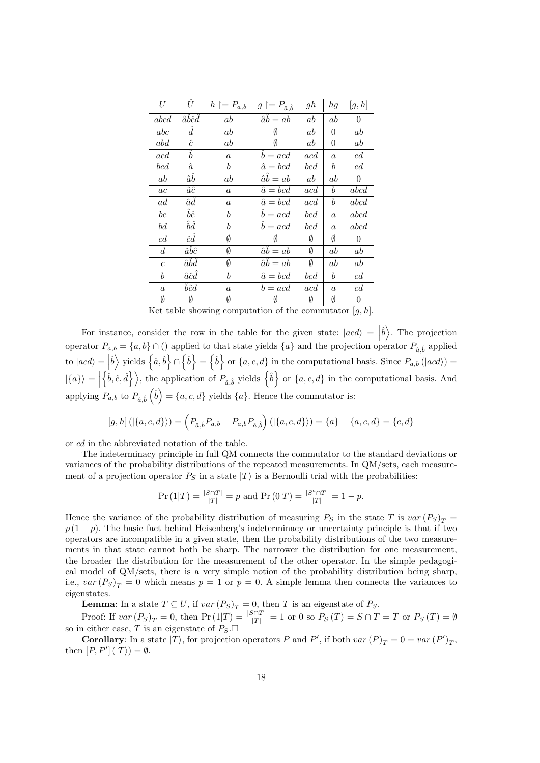| $U$ | $\hat{U}$ | $h \upharpoonright= P_{a,b}$ | $g \upharpoonright= P_{\hat{a},\hat{b}}$ | $gh$ | $hg$ | $[g,h]$ |
|---|---|---|---|---|---|---|
| $abcd$ | $\hat{a}\hat{b}\hat{c}\hat{d}$ | $ab$ | $\hat{a}\hat{b} = ab$ | $ab$ | $ab$ | $0$ |
| $abc$ | $\hat{d}$ | $ab$ | $\emptyset$ | $ab$ | $0$ | $ab$ |
| $abd$ | $\hat{c}$ | $ab$ | $\emptyset$ | $ab$ | $0$ | $ab$ |
| $acd$ | $\hat{b}$ | $a$ | $\hat{b} = acd$ | $acd$ | $a$ | $cd$ |
| $bcd$ | $\hat{a}$ | $b$ | $\hat{a} = bcd$ | $bcd$ | $b$ | $cd$ |
| $ab$ | $\hat{a}\hat{b}$ | $ab$ | $\hat{a}\hat{b} = ab$ | $ab$ | $ab$ | $0$ |
| $ac$ | $\hat{a}\hat{c}$ | $a$ | $\hat{a} = bcd$ | $acd$ | $b$ | $abcd$ |
| $ad$ | $\hat{a}\hat{d}$ | $a$ | $\hat{a} = bcd$ | $acd$ | $b$ | $abcd$ |
| $bc$ | $\hat{b}\hat{c}$ | $b$ | $\hat{b} = acd$ | $bcd$ | $a$ | $abcd$ |
| $bd$ | $\hat{b}\hat{d}$ | $b$ | $\hat{b} = acd$ | $bcd$ | $a$ | $abcd$ |
| $cd$ | $\hat{c}\hat{d}$ | $\emptyset$ | $\emptyset$ | $\emptyset$ | $\emptyset$ | $0$ |
| $d$ | $\hat{a}\hat{b}\hat{c}$ | $\emptyset$ | $\hat{a}\hat{b} = ab$ | $\emptyset$ | $ab$ | $ab$ |
| $c$ | $\hat{a}\hat{b}\hat{d}$ | $\emptyset$ | $\hat{a}\hat{b} = ab$ | $\emptyset$ | $ab$ | $ab$ |
| $b$ | $\hat{a}\hat{c}\hat{d}$ | $b$ | $\hat{a} = bcd$ | $bcd$ | $b$ | $cd$ |
| $a$ | $\hat{b}\hat{c}\hat{d}$ | $a$ | $\hat{b} = acd$ | $acd$ | $a$ | $cd$ |
| $\emptyset$ | $\emptyset$ | $\emptyset$ | $\emptyset$ | $\emptyset$ | $\emptyset$ | $0$ |

Ket table showing computation of the commutator $[g,h]$.

For instance, consider the row in the table for the given state: $|acd\rangle = \left|\hat{b}\right\rangle$. The projection operator $P_{a,b} = \{a,b\} \cap ()$ applied to that state yields $\{a\}$ and the projection operator $P_{\hat{a},\hat{b}}$ applied to $|acd\rangle = \left|\hat{b}\right\rangle$ yields $\left\{\hat{a},\hat{b}\right\} \cap \left\{\hat{b}\right\} = \left\{\hat{b}\right\}$ or $\{a,c,d\}$ in the computational basis. Since $P_{a,b}(|acd\rangle) = |\{a\}\rangle = \left|\left\{\hat{b},\hat{c},\hat{d}\right\}\right\rangle$, the application of $P_{\hat{a},\hat{b}}$ yields $\left\{\hat{b}\right\}$ or $\{a,c,d\}$ in the computational basis. And applying $P_{a,b}$ to $P_{\hat{a},\hat{b}}\left(\hat{b}\right) = \{a,c,d\}$ yields $\{a\}$. Hence the commutator is:

$$[g,h](|\{a,c,d\}\rangle) = \left(P_{\hat{a},\hat{b}}P_{a,b} - P_{a,b}P_{\hat{a},\hat{b}}\right)(|\{a,c,d\}\rangle) = \{a\} - \{a,c,d\} = \{c,d\}$$

or $cd$ in the abbreviated notation of the table.

The indeterminacy principle in full QM connects the commutator to the standard deviations or variances of the probability distributions of the repeated measurements. In QM/sets, each measurement of a projection operator $P_S$ in a state $|T\rangle$ is a Bernoulli trial with the probabilities:

$$\Pr(1|T) = \frac{|S \cap T|}{|T|} = p \text{ and } \Pr(0|T) = \frac{|S^c \cap T|}{|T|} = 1 - p.$$

Hence the variance of the probability distribution of measuring $P_S$ in the state $T$ is $var(P_S)_T = p(1-p)$. The basic fact behind Heisenberg's indeterminacy or uncertainty principle is that if two operators are incompatible in a given state, then the probability distributions of the two measurements in that state cannot both be sharp. The narrower the distribution for one measurement, the broader the distribution for the measurement of the other operator. In the simple pedagogical model of QM/sets, there is a very simple notion of the probability distribution being sharp, i.e., $var(P_S)_T = 0$ which means $p = 1$ or $p = 0$. A simple lemma then connects the variances to eigenstates.

**Lemma**: In a state $T \subseteq U$, if $var(P_S)_T = 0$, then $T$ is an eigenstate of $P_S$.

Proof: If $var(P_S)_T = 0$, then $\Pr(1|T) = \frac{|S \cap T|}{|T|} = 1$ or $0$ so $P_S(T) = S \cap T = T$ or $P_S(T) = \emptyset$ so in either case, $T$ is an eigenstate of $P_S$.□

**Corollary**: In a state $|T\rangle$, for projection operators $P$ and $P'$, if both $var(P)_T = 0 = var(P')_T$, then $[P,P'](|T\rangle) = \emptyset$.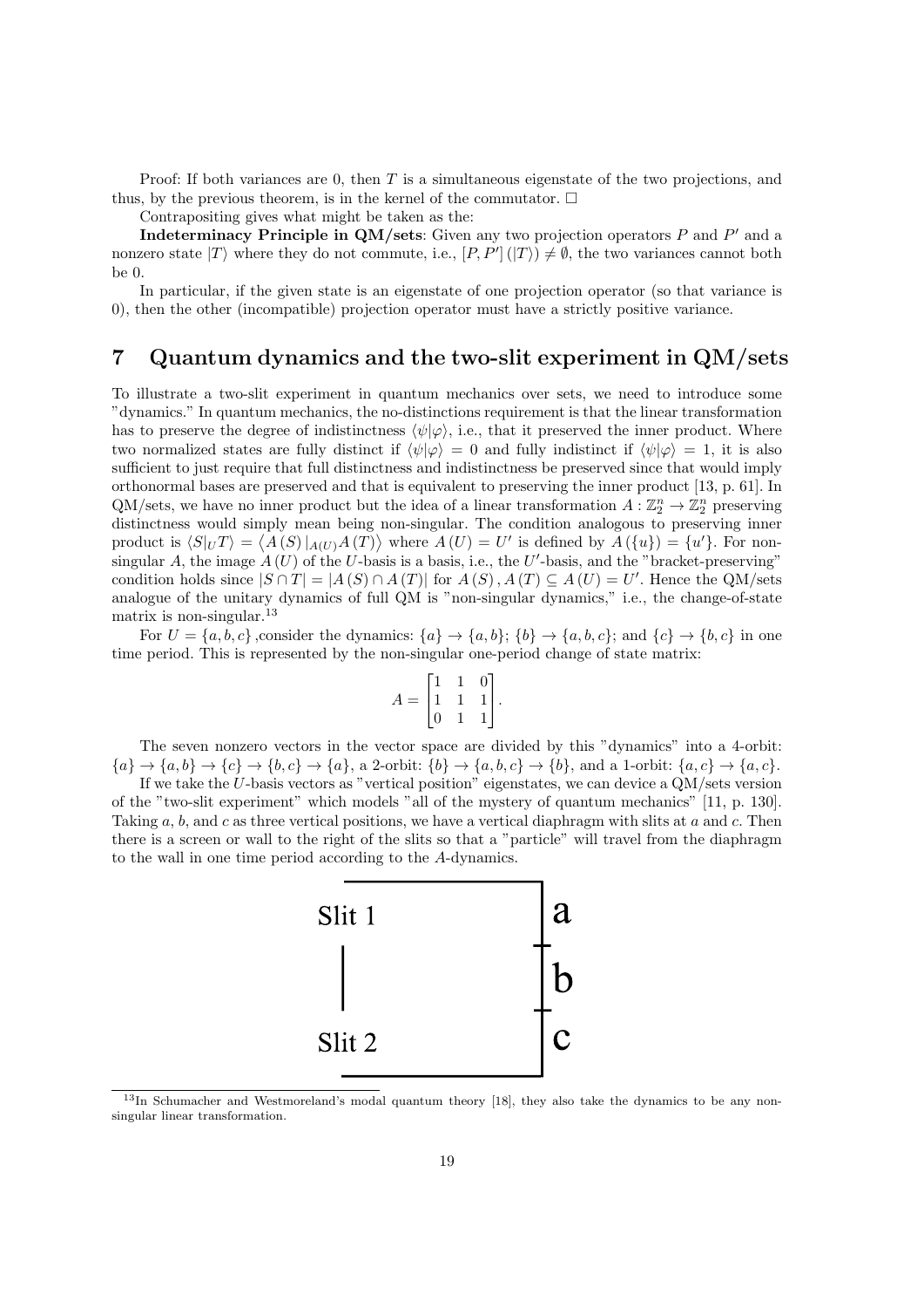Proof: If both variances are 0, then $T$ is a simultaneous eigenstate of the two projections, and thus, by the previous theorem, is in the kernel of the commutator. $\square$

Contrapositing gives what might be taken as the:

**Indeterminacy Principle in QM/sets**: Given any two projection operators $P$ and $P'$ and a nonzero state $|T\rangle$ where they do not commute, i.e., $[P, P'](|T\rangle) \neq \emptyset$, the two variances cannot both be 0.

In particular, if the given state is an eigenstate of one projection operator (so that variance is 0), then the other (incompatible) projection operator must have a strictly positive variance.

## 7 Quantum dynamics and the two-slit experiment in QM/sets

To illustrate a two-slit experiment in quantum mechanics over sets, we need to introduce some "dynamics." In quantum mechanics, the no-distinctions requirement is that the linear transformation has to preserve the degree of indistinctness $\langle\psi|\varphi\rangle$, i.e., that it preserved the inner product. Where two normalized states are fully distinct if $\langle\psi|\varphi\rangle = 0$ and fully indistinct if $\langle\psi|\varphi\rangle = 1$, it is also sufficient to just require that full distinctness and indistinctness be preserved since that would imply orthonormal bases are preserved and that is equivalent to preserving the inner product [13, p. 61]. In QM/sets, we have no inner product but the idea of a linear transformation $A : \mathbb{Z}_2^n \to \mathbb{Z}_2^n$ preserving distinctness would simply mean being non-singular. The condition analogous to preserving inner product is $\langle S|_U T\rangle = \langle A(S)|_{A(U)} A(T)\rangle$ where $A(U) = U'$ is defined by $A(\{u\}) = \{u'\}$. For non-singular $A$, the image $A(U)$ of the $U$-basis is a basis, i.e., the $U'$-basis, and the "bracket-preserving" condition holds since $|S \cap T| = |A(S) \cap A(T)|$ for $A(S), A(T) \subseteq A(U) = U'$. Hence the QM/sets analogue of the unitary dynamics of full QM is "non-singular dynamics," i.e., the change-of-state matrix is non-singular.[13]

For $U = \{a, b, c\}$ ,consider the dynamics: $\{a\} \to \{a, b\}$; $\{b\} \to \{a, b, c\}$; and $\{c\} \to \{b, c\}$ in one time period. This is represented by the non-singular one-period change of state matrix:

$$A = \begin{bmatrix} 1 & 1 & 0 \\ 1 & 1 & 1 \\ 0 & 1 & 1 \end{bmatrix}.$$

The seven nonzero vectors in the vector space are divided by this "dynamics" into a 4-orbit: $\{a\} \to \{a, b\} \to \{c\} \to \{b, c\} \to \{a\}$, a 2-orbit: $\{b\} \to \{a, b, c\} \to \{b\}$, and a 1-orbit: $\{a, c\} \to \{a, c\}$.

If we take the $U$-basis vectors as "vertical position" eigenstates, we can device a QM/sets version of the "two-slit experiment" which models "all of the mystery of quantum mechanics" [11, p. 130]. Taking $a$, $b$, and $c$ as three vertical positions, we have a vertical diaphragm with slits at $a$ and $c$. Then there is a screen or wall to the right of the slits so that a "particle" will travel from the diaphragm to the wall in one time period according to the $A$-dynamics.

Slit 1

Slit 2

a

b

c

[13] In Schumacher and Westmoreland's modal quantum theory [18], they also take the dynamics to be any non-singular linear transformation.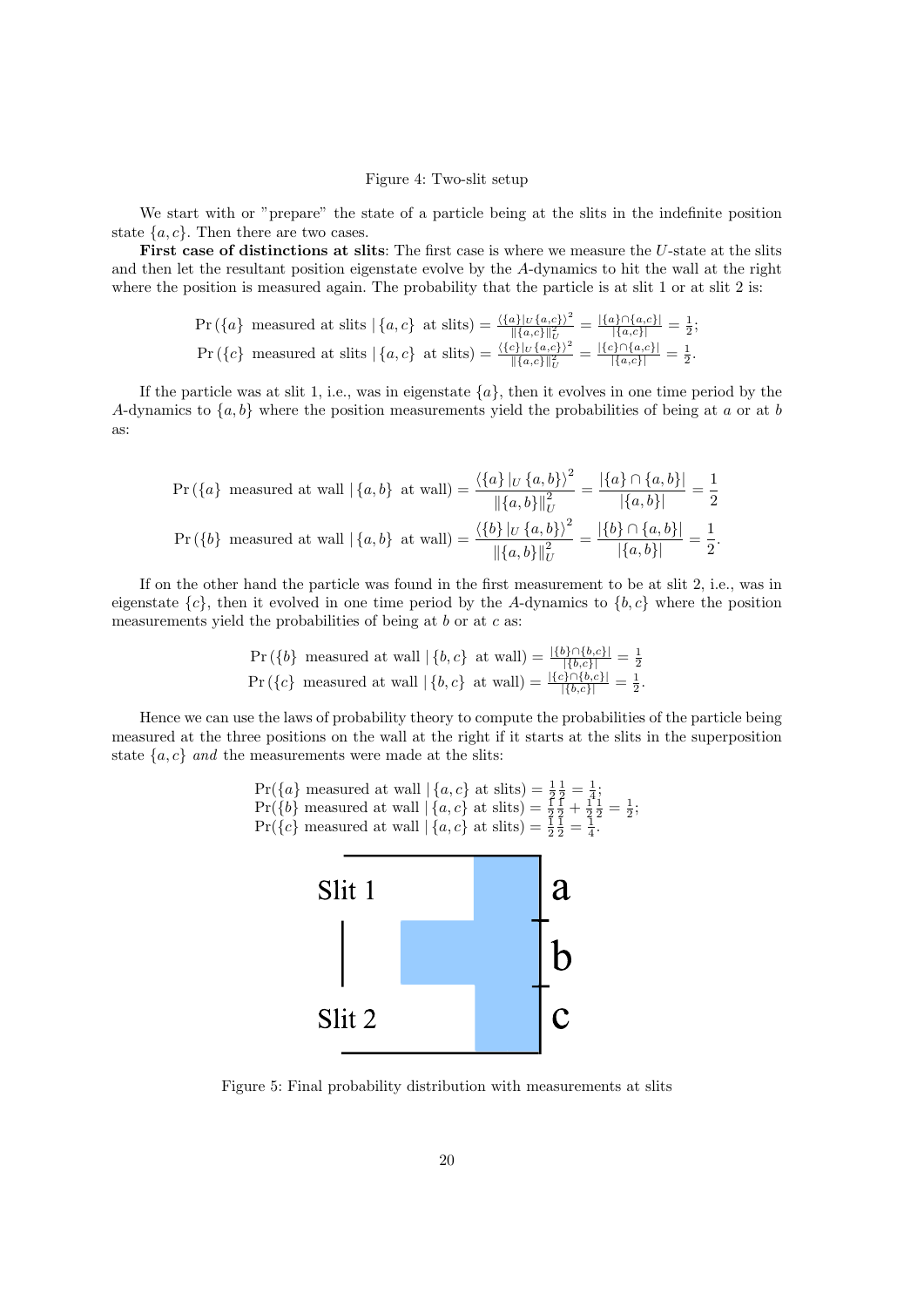Figure 4: Two-slit setup

We start with or "prepare" the state of a particle being at the slits in the indefinite position state $\{a,c\}$. Then there are two cases.

**First case of distinctions at slits**: The first case is where we measure the $U$-state at the slits and then let the resultant position eigenstate evolve by the $A$-dynamics to hit the wall at the right where the position is measured again. The probability that the particle is at slit 1 or at slit 2 is:

$$\Pr\left(\{a\} \text{ measured at slits} \mid \{a,c\} \text{ at slits}\right) = \frac{\langle \{a\}|_U \{a,c\}\rangle^2}{\|\{a,c\}\|_U^2} = \frac{|\{a\}\cap\{a,c\}|}{|\{a,c\}|} = \frac{1}{2};$$
$$\Pr\left(\{c\} \text{ measured at slits} \mid \{a,c\} \text{ at slits}\right) = \frac{\langle \{c\}|_U \{a,c\}\rangle^2}{\|\{a,c\}\|_U^2} = \frac{|\{c\}\cap\{a,c\}|}{|\{a,c\}|} = \frac{1}{2}.$$

If the particle was at slit 1, i.e., was in eigenstate $\{a\}$, then it evolves in one time period by the $A$-dynamics to $\{a,b\}$ where the position measurements yield the probabilities of being at $a$ or at $b$ as:

$$\Pr\left(\{a\} \text{ measured at wall} \mid \{a,b\} \text{ at wall}\right) = \frac{\langle \{a\}|_U \{a,b\}\rangle^2}{\|\{a,b\}\|_U^2} = \frac{|\{a\}\cap\{a,b\}|}{|\{a,b\}|} = \frac{1}{2}$$
$$\Pr\left(\{b\} \text{ measured at wall} \mid \{a,b\} \text{ at wall}\right) = \frac{\langle \{b\}|_U \{a,b\}\rangle^2}{\|\{a,b\}\|_U^2} = \frac{|\{b\}\cap\{a,b\}|}{|\{a,b\}|} = \frac{1}{2}.$$

If on the other hand the particle was found in the first measurement to be at slit 2, i.e., was in eigenstate $\{c\}$, then it evolved in one time period by the $A$-dynamics to $\{b,c\}$ where the position measurements yield the probabilities of being at $b$ or at $c$ as:

$$\Pr\left(\{b\} \text{ measured at wall} \mid \{b,c\} \text{ at wall}\right) = \frac{|\{b\}\cap\{b,c\}|}{|\{b,c\}|} = \frac{1}{2}$$
$$\Pr\left(\{c\} \text{ measured at wall} \mid \{b,c\} \text{ at wall}\right) = \frac{|\{c\}\cap\{b,c\}|}{|\{b,c\}|} = \frac{1}{2}.$$

Hence we can use the laws of probability theory to compute the probabilities of the particle being measured at the three positions on the wall at the right if it starts at the slits in the superposition state $\{a,c\}$ *and* the measurements were made at the slits:

$$\Pr(\{a\} \text{ measured at wall} \mid \{a,c\} \text{ at slits}) = \tfrac{1}{2}\tfrac{1}{2} = \tfrac{1}{4};$$
$$\Pr(\{b\} \text{ measured at wall} \mid \{a,c\} \text{ at slits}) = \tfrac{1}{2}\tfrac{1}{2} + \tfrac{1}{2}\tfrac{1}{2} = \tfrac{1}{2};$$
$$\Pr(\{c\} \text{ measured at wall} \mid \{a,c\} \text{ at slits}) = \tfrac{1}{2}\tfrac{1}{2} = \tfrac{1}{4}.$$

Figure 5: Final probability distribution with measurements at slits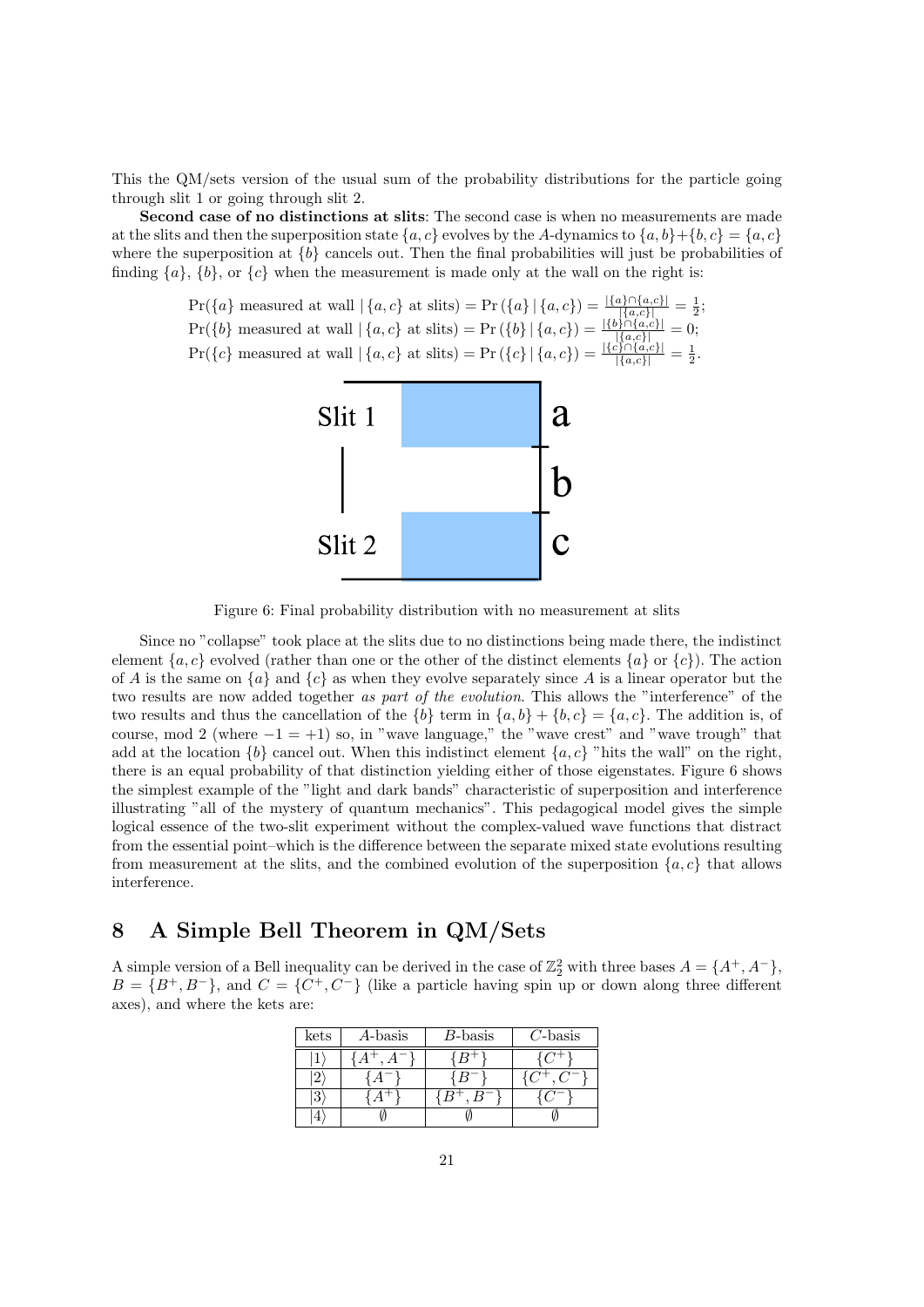This the QM/sets version of the usual sum of the probability distributions for the particle going through slit 1 or going through slit 2.

**Second case of no distinctions at slits**: The second case is when no measurements are made at the slits and then the superposition state $\{a, c\}$ evolves by the $A$-dynamics to $\{a, b\} + \{b, c\} = \{a, c\}$ where the superposition at $\{b\}$ cancels out. Then the final probabilities will just be probabilities of finding $\{a\}$, $\{b\}$, or $\{c\}$ when the measurement is made only at the wall on the right is:

$$\Pr(\{a\} \text{ measured at wall} \mid \{a, c\} \text{ at slits}) = \Pr(\{a\} \mid \{a, c\}) = \frac{|\{a\} \cap \{a,c\}|}{|\{a,c\}|} = \frac{1}{2};$$
$$\Pr(\{b\} \text{ measured at wall} \mid \{a, c\} \text{ at slits}) = \Pr(\{b\} \mid \{a, c\}) = \frac{|\{b\} \cap \{a,c\}|}{|\{a,c\}|} = 0;$$
$$\Pr(\{c\} \text{ measured at wall} \mid \{a, c\} \text{ at slits}) = \Pr(\{c\} \mid \{a, c\}) = \frac{|\{c\} \cap \{a,c\}|}{|\{a,c\}|} = \frac{1}{2}.$$

Figure 6: Final probability distribution with no measurement at slits

Since no "collapse" took place at the slits due to no distinctions being made there, the indistinct element $\{a, c\}$ evolved (rather than one or the other of the distinct elements $\{a\}$ or $\{c\}$). The action of $A$ is the same on $\{a\}$ and $\{c\}$ as when they evolve separately since $A$ is a linear operator but the two results are now added together *as part of the evolution*. This allows the "interference" of the two results and thus the cancellation of the $\{b\}$ term in $\{a, b\} + \{b, c\} = \{a, c\}$. The addition is, of course, mod 2 (where $-1 = +1$) so, in "wave language," the "wave crest" and "wave trough" that add at the location $\{b\}$ cancel out. When this indistinct element $\{a, c\}$ "hits the wall" on the right, there is an equal probability of that distinction yielding either of those eigenstates. Figure 6 shows the simplest example of the "light and dark bands" characteristic of superposition and interference illustrating "all of the mystery of quantum mechanics". This pedagogical model gives the simple logical essence of the two-slit experiment without the complex-valued wave functions that distract from the essential point–which is the difference between the separate mixed state evolutions resulting from measurement at the slits, and the combined evolution of the superposition $\{a, c\}$ that allows interference.

## 8 A Simple Bell Theorem in QM/Sets

A simple version of a Bell inequality can be derived in the case of $\mathbb{Z}_2^2$ with three bases $A = \{A^+, A^-\}$, $B = \{B^+, B^-\}$, and $C = \{C^+, C^-\}$ (like a particle having spin up or down along three different axes), and where the kets are:

| kets | $A$-basis | $B$-basis | $C$-basis |
|---|---|---|---|
| $\|1\rangle$ | $\{A^+, A^-\}$ | $\{B^+\}$ | $\{C^+\}$ |
| $\|2\rangle$ | $\{A^-\}$ | $\{B^-\}$ | $\{C^+, C^-\}$ |
| $\|3\rangle$ | $\{A^+\}$ | $\{B^+, B^-\}$ | $\{C^-\}$ |
| $\|4\rangle$ | $\emptyset$ | $\emptyset$ | $\emptyset$ |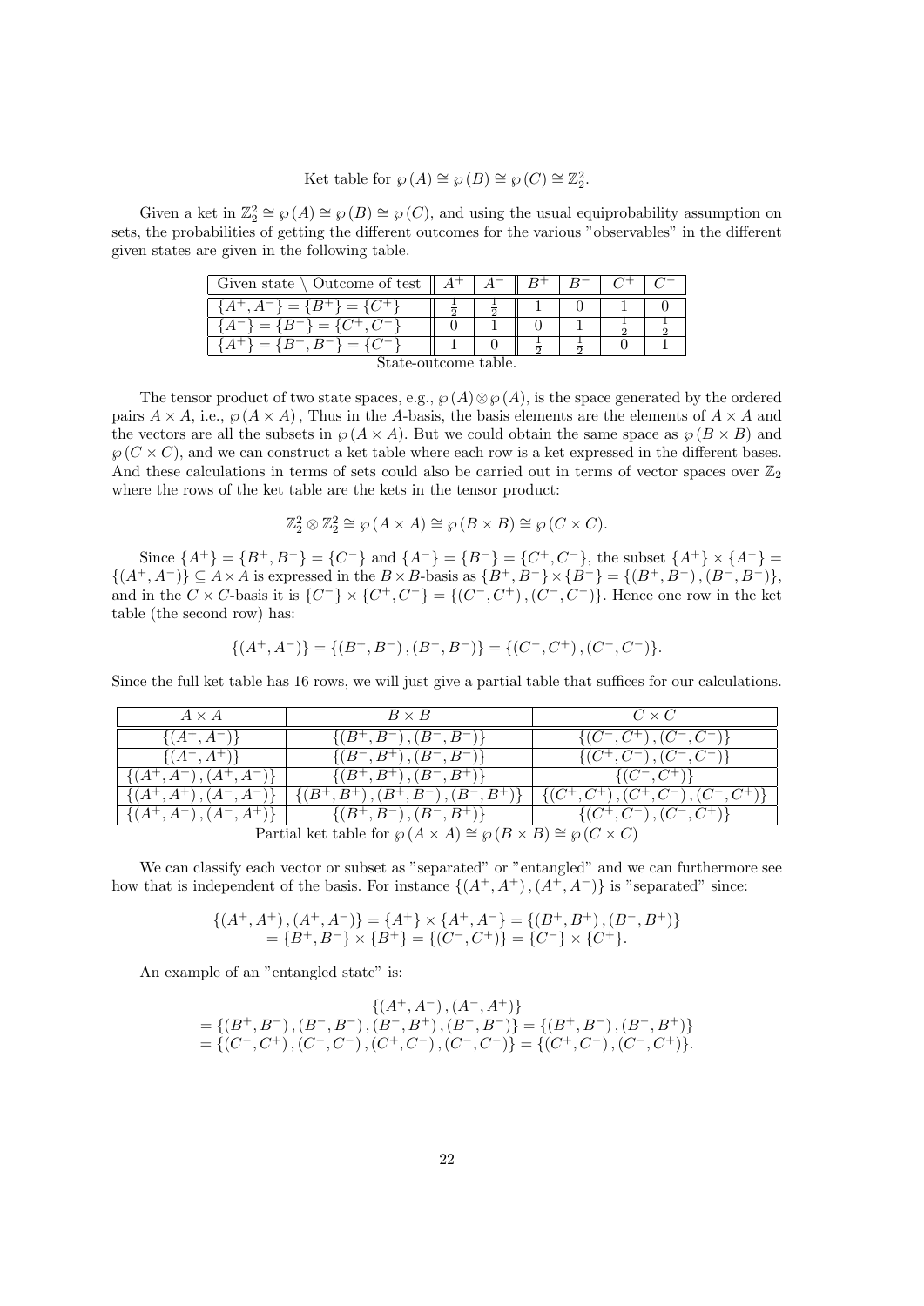Ket table for $\wp(A) \cong \wp(B) \cong \wp(C) \cong \mathbb{Z}_2^2$.

Given a ket in $\mathbb{Z}_2^2 \cong \wp(A) \cong \wp(B) \cong \wp(C)$, and using the usual equiprobability assumption on sets, the probabilities of getting the different outcomes for the various "observables" in the different given states are given in the following table.

| Given state \ Outcome of test | $A^+$ | $A^-$ | $B^+$ | $B^-$ | $C^+$ | $C^-$ |
|---|---|---|---|---|---|---|
| $\{A^+, A^-\} = \{B^+\} = \{C^+\}$ | $\frac{1}{2}$ | $\frac{1}{2}$ | 1 | 0 | 1 | 0 |
| $\{A^-\} = \{B^-\} = \{C^+, C^-\}$ | 0 | 1 | 0 | 1 | $\frac{1}{2}$ | $\frac{1}{2}$ |
| $\{A^+\} = \{B^+, B^-\} = \{C^-\}$ | 1 | 0 | $\frac{1}{2}$ | $\frac{1}{2}$ | 0 | 1 |

State-outcome table.

The tensor product of two state spaces, e.g., $\wp(A) \otimes \wp(A)$, is the space generated by the ordered pairs $A \times A$, i.e., $\wp(A \times A)$, Thus in the $A$-basis, the basis elements are the elements of $A \times A$ and the vectors are all the subsets in $\wp(A \times A)$. But we could obtain the same space as $\wp(B \times B)$ and $\wp(C \times C)$, and we can construct a ket table where each row is a ket expressed in the different bases. And these calculations in terms of sets could also be carried out in terms of vector spaces over $\mathbb{Z}_2$ where the rows of the ket table are the kets in the tensor product:

$$\mathbb{Z}_2^2 \otimes \mathbb{Z}_2^2 \cong \wp(A \times A) \cong \wp(B \times B) \cong \wp(C \times C).$$

Since $\{A^+\} = \{B^+, B^-\} = \{C^-\}$ and $\{A^-\} = \{B^-\} = \{C^+, C^-\}$, the subset $\{A^+\} \times \{A^-\} = \{(A^+, A^-)\} \subseteq A \times A$ is expressed in the $B \times B$-basis as $\{B^+, B^-\} \times \{B^-\} = \{(B^+, B^-), (B^-, B^-)\}$, and in the $C \times C$-basis it is $\{C^-\} \times \{C^+, C^-\} = \{(C^-, C^+), (C^-, C^-)\}$. Hence one row in the ket table (the second row) has:

$$\{(A^+, A^-)\} = \{(B^+, B^-), (B^-, B^-)\} = \{(C^-, C^+), (C^-, C^-)\}.$$

Since the full ket table has 16 rows, we will just give a partial table that suffices for our calculations.

| $A \times A$ | $B \times B$ | $C \times C$ |
|---|---|---|
| $\{(A^+, A^-)\}$ | $\{(B^+, B^-), (B^-, B^-)\}$ | $\{(C^-, C^+), (C^-, C^-)\}$ |
| $\{(A^-, A^+)\}$ | $\{(B^-, B^+), (B^-, B^-)\}$ | $\{(C^+, C^-), (C^-, C^-)\}$ |
| $\{(A^+, A^+), (A^+, A^-)\}$ | $\{(B^+, B^+), (B^-, B^+)\}$ | $\{(C^-, C^+)\}$ |
| $\{(A^+, A^+), (A^-, A^-)\}$ | $\{(B^+, B^+), (B^+, B^-), (B^-, B^+)\}$ | $\{(C^+, C^+), (C^+, C^-), (C^-, C^+)\}$ |
| $\{(A^+, A^-), (A^-, A^+)\}$ | $\{(B^+, B^-), (B^-, B^+)\}$ | $\{(C^+, C^-), (C^-, C^+)\}$ |

Partial ket table for $\wp(A \times A) \cong \wp(B \times B) \cong \wp(C \times C)$

We can classify each vector or subset as "separated" or "entangled" and we can furthermore see how that is independent of the basis. For instance $\{(A^+, A^+), (A^+, A^-)\}$ is "separated" since:

$$\begin{aligned}\{(A^+, A^+), (A^+, A^-)\} &= \{A^+\} \times \{A^+, A^-\} = \{(B^+, B^+), (B^-, B^+)\} \\ &= \{B^+, B^-\} \times \{B^+\} = \{(C^-, C^+)\} = \{C^-\} \times \{C^+\}.\end{aligned}$$

An example of an "entangled state" is:

$$\begin{gathered}\{(A^+, A^-), (A^-, A^+)\} \\ = \{(B^+, B^-), (B^-, B^-), (B^-, B^+), (B^-, B^-)\} = \{(B^+, B^-), (B^-, B^+)\} \\ = \{(C^-, C^+), (C^-, C^-), (C^+, C^-), (C^-, C^-)\} = \{(C^+, C^-), (C^-, C^+)\}.\end{gathered}$$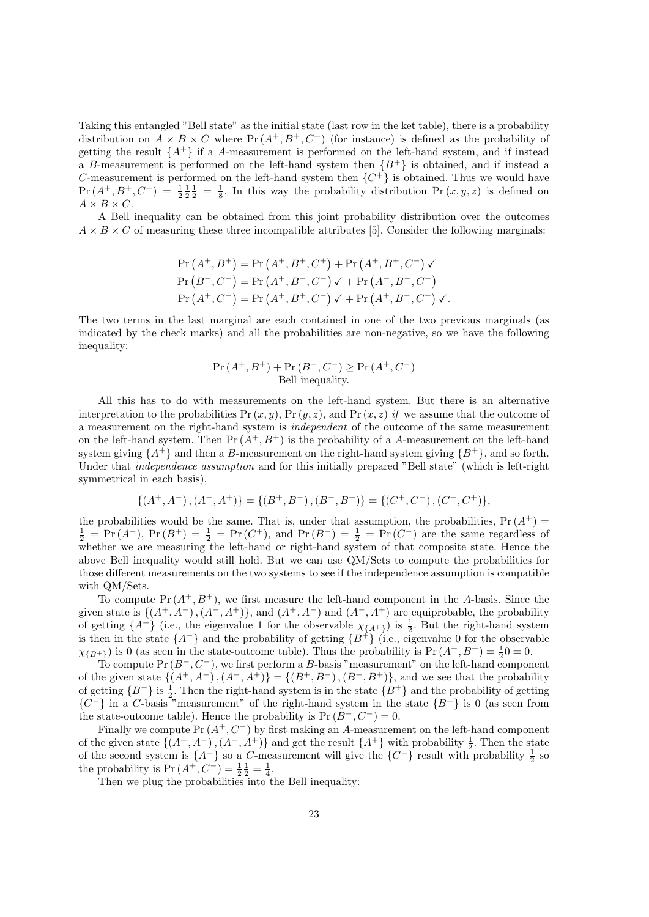Taking this entangled "Bell state" as the initial state (last row in the ket table), there is a probability distribution on $A \times B \times C$ where $\Pr(A^+, B^+, C^+)$ (for instance) is defined as the probability of getting the result $\{A^+\}$ if a $A$-measurement is performed on the left-hand system, and if instead a $B$-measurement is performed on the left-hand system then $\{B^+\}$ is obtained, and if instead a $C$-measurement is performed on the left-hand system then $\{C^+\}$ is obtained. Thus we would have $\Pr(A^+, B^+, C^+) = \frac{1}{2}\frac{1}{2}\frac{1}{2} = \frac{1}{8}$. In this way the probability distribution $\Pr(x, y, z)$ is defined on $A \times B \times C$.

A Bell inequality can be obtained from this joint probability distribution over the outcomes $A \times B \times C$ of measuring these three incompatible attributes [5]. Consider the following marginals:

$$\Pr\left(A^+, B^+\right) = \Pr\left(A^+, B^+, C^+\right) + \Pr\left(A^+, B^+, C^-\right) \checkmark$$
$$\Pr\left(B^-, C^-\right) = \Pr\left(A^+, B^-, C^-\right) \checkmark + \Pr\left(A^-, B^-, C^-\right)$$
$$\Pr\left(A^+, C^-\right) = \Pr\left(A^+, B^+, C^-\right) \checkmark + \Pr\left(A^+, B^-, C^-\right) \checkmark .$$

The two terms in the last marginal are each contained in one of the two previous marginals (as indicated by the check marks) and all the probabilities are non-negative, so we have the following inequality:

$$\Pr(A^+, B^+) + \Pr(B^-, C^-) \geq \Pr(A^+, C^-)$$

Bell inequality.

All this has to do with measurements on the left-hand system. But there is an alternative interpretation to the probabilities $\Pr(x, y)$, $\Pr(y, z)$, and $\Pr(x, z)$ *if* we assume that the outcome of a measurement on the right-hand system is *independent* of the outcome of the same measurement on the left-hand system. Then $\Pr(A^+, B^+)$ is the probability of a $A$-measurement on the left-hand system giving $\{A^+\}$ and then a $B$-measurement on the right-hand system giving $\{B^+\}$, and so forth. Under that *independence assumption* and for this initially prepared "Bell state" (which is left-right symmetrical in each basis),

$$\{(A^+, A^-), (A^-, A^+)\} = \{(B^+, B^-), (B^-, B^+)\} = \{(C^+, C^-), (C^-, C^+)\},$$

the probabilities would be the same. That is, under that assumption, the probabilities, $\Pr(A^+) = \frac{1}{2} = \Pr(A^-)$, $\Pr(B^+) = \frac{1}{2} = \Pr(C^+)$, and $\Pr(B^-) = \frac{1}{2} = \Pr(C^-)$ are the same regardless of whether we are measuring the left-hand or right-hand system of that composite state. Hence the above Bell inequality would still hold. But we can use QM/Sets to compute the probabilities for those different measurements on the two systems to see if the independence assumption is compatible with QM/Sets.

To compute $\Pr(A^+, B^+)$, we first measure the left-hand component in the $A$-basis. Since the given state is $\{(A^+, A^-), (A^-, A^+)\}$, and $(A^+, A^-)$ and $(A^-, A^+)$ are equiprobable, the probability of getting $\{A^+\}$ (i.e., the eigenvalue 1 for the observable $\chi_{\{A^+\}}$) is $\frac{1}{2}$. But the right-hand system is then in the state $\{A^-\}$ and the probability of getting $\{B^+\}$ (i.e., eigenvalue 0 for the observable $\chi_{\{B^+\}}$) is 0 (as seen in the state-outcome table). Thus the probability is $\Pr(A^+, B^+) = \frac{1}{2}0 = 0$.

To compute $\Pr(B^-, C^-)$, we first perform a $B$-basis "measurement" on the left-hand component of the given state $\{(A^+, A^-), (A^-, A^+)\} = \{(B^+, B^-), (B^-, B^+)\}$, and we see that the probability of getting $\{B^-\}$ is $\frac{1}{2}$. Then the right-hand system is in the state $\{B^+\}$ and the probability of getting $\{C^-\}$ in a $C$-basis "measurement" of the right-hand system in the state $\{B^+\}$ is 0 (as seen from the state-outcome table). Hence the probability is $\Pr(B^-, C^-) = 0$.

Finally we compute $\Pr(A^+, C^-)$ by first making an $A$-measurement on the left-hand component of the given state $\{(A^+, A^-), (A^-, A^+)\}$ and get the result $\{A^+\}$ with probability $\frac{1}{2}$. Then the state of the second system is $\{A^-\}$ so a $C$-measurement will give the $\{C^-\}$ result with probability $\frac{1}{2}$ so the probability is $\Pr(A^+, C^-) = \frac{1}{2}\frac{1}{2} = \frac{1}{4}$.

Then we plug the probabilities into the Bell inequality: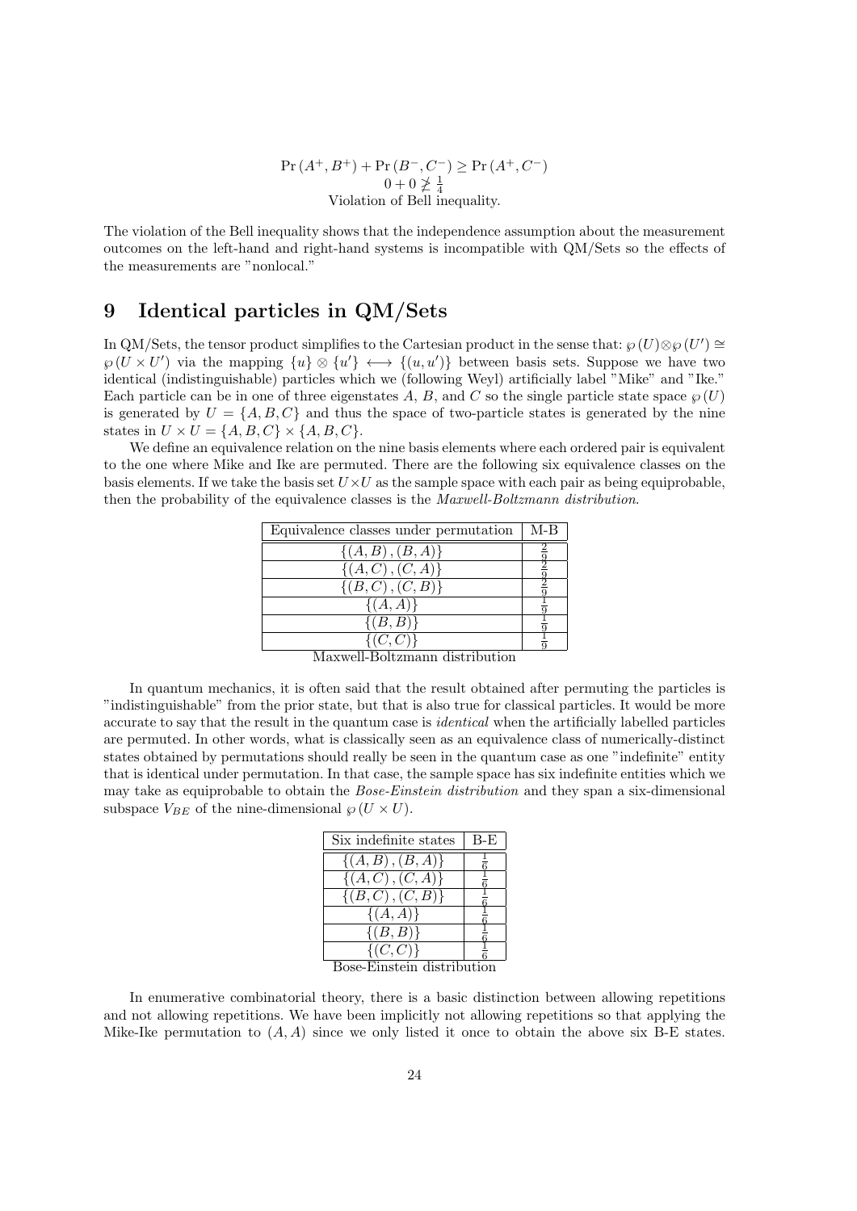$$\Pr\left(A^{+},B^{+}\right)+\Pr\left(B^{-},C^{-}\right)\geq\Pr\left(A^{+},C^{-}\right)$$
$$0+0\not\geq\frac{1}{4}$$
Violation of Bell inequality.

The violation of the Bell inequality shows that the independence assumption about the measurement outcomes on the left-hand and right-hand systems is incompatible with QM/Sets so the effects of the measurements are "nonlocal."

# 9 Identical particles in QM/Sets

In QM/Sets, the tensor product simplifies to the Cartesian product in the sense that: $\wp(U)\otimes\wp(U')\cong\wp(U\times U')$ via the mapping $\{u\}\otimes\{u'\}\longleftrightarrow\{(u,u')\}$ between basis sets. Suppose we have two identical (indistinguishable) particles which we (following Weyl) artificially label "Mike" and "Ike." Each particle can be in one of three eigenstates $A$, $B$, and $C$ so the single particle state space $\wp(U)$ is generated by $U=\{A,B,C\}$ and thus the space of two-particle states is generated by the nine states in $U\times U=\{A,B,C\}\times\{A,B,C\}$.

We define an equivalence relation on the nine basis elements where each ordered pair is equivalent to the one where Mike and Ike are permuted. There are the following six equivalence classes on the basis elements. If we take the basis set $U\times U$ as the sample space with each pair as being equiprobable, then the probability of the equivalence classes is the *Maxwell-Boltzmann distribution*.

| Equivalence classes under permutation | M-B |
|---|---|
| $\{(A,B),(B,A)\}$ | $\frac{2}{9}$ |
| $\{(A,C),(C,A)\}$ | $\frac{2}{9}$ |
| $\{(B,C),(C,B)\}$ | $\frac{2}{9}$ |
| $\{(A,A)\}$ | $\frac{1}{9}$ |
| $\{(B,B)\}$ | $\frac{1}{9}$ |
| $\{(C,C)\}$ | $\frac{1}{9}$ |

Maxwell-Boltzmann distribution

In quantum mechanics, it is often said that the result obtained after permuting the particles is "indistinguishable" from the prior state, but that is also true for classical particles. It would be more accurate to say that the result in the quantum case is *identical* when the artificially labelled particles are permuted. In other words, what is classically seen as an equivalence class of numerically-distinct states obtained by permutations should really be seen in the quantum case as one "indefinite" entity that is identical under permutation. In that case, the sample space has six indefinite entities which we may take as equiprobable to obtain the *Bose-Einstein distribution* and they span a six-dimensional subspace $V_{BE}$ of the nine-dimensional $\wp(U\times U)$.

| Six indefinite states | B-E |
|---|---|
| $\{(A,B),(B,A)\}$ | $\frac{1}{6}$ |
| $\{(A,C),(C,A)\}$ | $\frac{1}{6}$ |
| $\{(B,C),(C,B)\}$ | $\frac{1}{6}$ |
| $\{(A,A)\}$ | $\frac{1}{6}$ |
| $\{(B,B)\}$ | $\frac{1}{6}$ |
| $\{(C,C)\}$ | $\frac{1}{6}$ |

Bose-Einstein distribution

In enumerative combinatorial theory, there is a basic distinction between allowing repetitions and not allowing repetitions. We have been implicitly not allowing repetitions so that applying the Mike-Ike permutation to $(A,A)$ since we only listed it once to obtain the above six B-E states.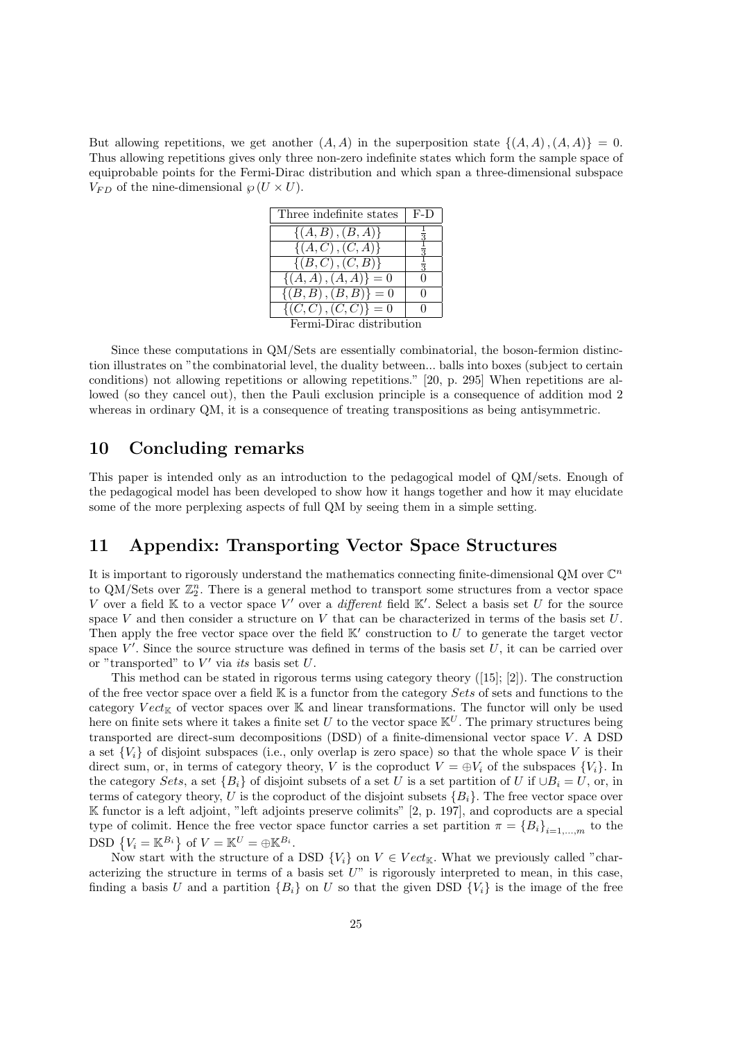But allowing repetitions, we get another $(A,A)$ in the superposition state $\{(A,A),(A,A)\} = 0$. Thus allowing repetitions gives only three non-zero indefinite states which form the sample space of equiprobable points for the Fermi-Dirac distribution and which span a three-dimensional subspace $V_{FD}$ of the nine-dimensional $\wp(U \times U)$.

| Three indefinite states | F-D |
|---|---|
| $\{(A,B),(B,A)\}$ | $\frac{1}{3}$ |
| $\{(A,C),(C,A)\}$ | $\frac{1}{3}$ |
| $\{(B,C),(C,B)\}$ | $\frac{1}{3}$ |
| $\{(A,A),(A,A)\} = 0$ | 0 |
| $\{(B,B),(B,B)\} = 0$ | 0 |
| $\{(C,C),(C,C)\} = 0$ | 0 |

Fermi-Dirac distribution

Since these computations in QM/Sets are essentially combinatorial, the boson-fermion distinction illustrates on "the combinatorial level, the duality between... balls into boxes (subject to certain conditions) not allowing repetitions or allowing repetitions." [20, p. 295] When repetitions are allowed (so they cancel out), then the Pauli exclusion principle is a consequence of addition mod 2 whereas in ordinary QM, it is a consequence of treating transpositions as being antisymmetric.

## 10 Concluding remarks

This paper is intended only as an introduction to the pedagogical model of QM/sets. Enough of the pedagogical model has been developed to show how it hangs together and how it may elucidate some of the more perplexing aspects of full QM by seeing them in a simple setting.

## 11 Appendix: Transporting Vector Space Structures

It is important to rigorously understand the mathematics connecting finite-dimensional QM over $\mathbb{C}^n$ to QM/Sets over $\mathbb{Z}_2^n$. There is a general method to transport some structures from a vector space $V$ over a field $\mathbb{K}$ to a vector space $V'$ over a *different* field $\mathbb{K}'$. Select a basis set $U$ for the source space $V$ and then consider a structure on $V$ that can be characterized in terms of the basis set $U$. Then apply the free vector space over the field $\mathbb{K}'$ construction to $U$ to generate the target vector space $V'$. Since the source structure was defined in terms of the basis set $U$, it can be carried over or "transported" to $V'$ via *its* basis set $U$.

This method can be stated in rigorous terms using category theory ([15]; [2]). The construction of the free vector space over a field $\mathbb{K}$ is a functor from the category *Sets* of sets and functions to the category $Vect_{\mathbb{K}}$ of vector spaces over $\mathbb{K}$ and linear transformations. The functor will only be used here on finite sets where it takes a finite set $U$ to the vector space $\mathbb{K}^U$. The primary structures being transported are direct-sum decompositions (DSD) of a finite-dimensional vector space $V$. A DSD a set $\{V_i\}$ of disjoint subspaces (i.e., only overlap is zero space) so that the whole space $V$ is their direct sum, or, in terms of category theory, $V$ is the coproduct $V = \oplus V_i$ of the subspaces $\{V_i\}$. In the category *Sets*, a set $\{B_i\}$ of disjoint subsets of a set $U$ is a set partition of $U$ if $\cup B_i = U$, or, in terms of category theory, $U$ is the coproduct of the disjoint subsets $\{B_i\}$. The free vector space over $\mathbb{K}$ functor is a left adjoint, "left adjoints preserve colimits" [2, p. 197], and coproducts are a special type of colimit. Hence the free vector space functor carries a set partition $\pi = \{B_i\}_{i=1,\ldots,m}$ to the DSD $\{V_i = \mathbb{K}^{B_i}\}$ of $V = \mathbb{K}^U = \oplus \mathbb{K}^{B_i}$.

Now start with the structure of a DSD $\{V_i\}$ on $V \in Vect_{\mathbb{K}}$. What we previously called "characterizing the structure in terms of a basis set $U$" is rigorously interpreted to mean, in this case, finding a basis $U$ and a partition $\{B_i\}$ on $U$ so that the given DSD $\{V_i\}$ is the image of the free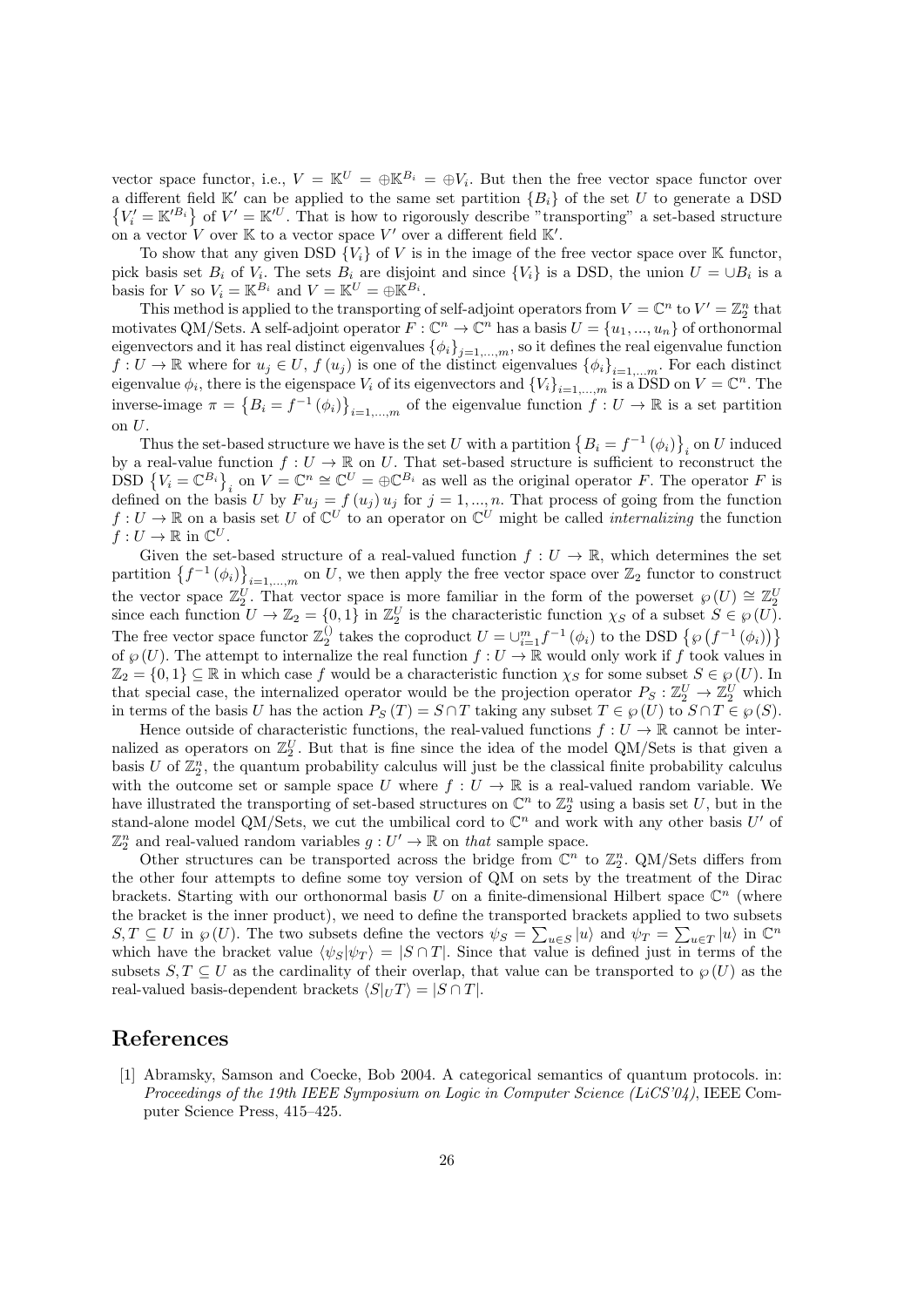vector space functor, i.e., $V = \mathbb{K}^U = \oplus\mathbb{K}^{B_i} = \oplus V_i$. But then the free vector space functor over a different field $\mathbb{K}'$ can be applied to the same set partition $\{B_i\}$ of the set $U$ to generate a DSD $\left\{V_i' = \mathbb{K}'^{B_i}\right\}$ of $V' = \mathbb{K}'^U$. That is how to rigorously describe "transporting" a set-based structure on a vector $V$ over $\mathbb{K}$ to a vector space $V'$ over a different field $\mathbb{K}'$.

To show that any given DSD $\{V_i\}$ of $V$ is in the image of the free vector space over $\mathbb{K}$ functor, pick basis set $B_i$ of $V_i$. The sets $B_i$ are disjoint and since $\{V_i\}$ is a DSD, the union $U = \cup B_i$ is a basis for $V$ so $V_i = \mathbb{K}^{B_i}$ and $V = \mathbb{K}^U = \oplus\mathbb{K}^{B_i}$.

This method is applied to the transporting of self-adjoint operators from $V = \mathbb{C}^n$ to $V' = \mathbb{Z}_2^n$ that motivates QM/Sets. A self-adjoint operator $F : \mathbb{C}^n \to \mathbb{C}^n$ has a basis $U = \{u_1, ..., u_n\}$ of orthonormal eigenvectors and it has real distinct eigenvalues $\{\phi_i\}_{j=1,...,m}$, so it defines the real eigenvalue function $f : U \to \mathbb{R}$ where for $u_j \in U$, $f(u_j)$ is one of the distinct eigenvalues $\{\phi_i\}_{i=1,...m}$. For each distinct eigenvalue $\phi_i$, there is the eigenspace $V_i$ of its eigenvectors and $\{V_i\}_{i=1,...,m}$ is a DSD on $V = \mathbb{C}^n$. The inverse-image $\pi = \left\{B_i = f^{-1}(\phi_i)\right\}_{i=1,...,m}$ of the eigenvalue function $f : U \to \mathbb{R}$ is a set partition on $U$.

Thus the set-based structure we have is the set $U$ with a partition $\left\{B_i = f^{-1}(\phi_i)\right\}_i$ on $U$ induced by a real-value function $f : U \to \mathbb{R}$ on $U$. That set-based structure is sufficient to reconstruct the DSD $\left\{V_i = \mathbb{C}^{B_i}\right\}_i$ on $V = \mathbb{C}^n \cong \mathbb{C}^U = \oplus\mathbb{C}^{B_i}$ as well as the original operator $F$. The operator $F$ is defined on the basis $U$ by $Fu_j = f(u_j)\,u_j$ for $j = 1, ..., n$. That process of going from the function $f : U \to \mathbb{R}$ on a basis set $U$ of $\mathbb{C}^U$ to an operator on $\mathbb{C}^U$ might be called *internalizing* the function $f : U \to \mathbb{R}$ in $\mathbb{C}^U$.

Given the set-based structure of a real-valued function $f : U \to \mathbb{R}$, which determines the set partition $\left\{f^{-1}(\phi_i)\right\}_{i=1,...,m}$ on $U$, we then apply the free vector space over $\mathbb{Z}_2$ functor to construct the vector space $\mathbb{Z}_2^U$. That vector space is more familiar in the form of the powerset $\wp(U) \cong \mathbb{Z}_2^U$ since each function $U \to \mathbb{Z}_2 = \{0, 1\}$ in $\mathbb{Z}_2^U$ is the characteristic function $\chi_S$ of a subset $S \in \wp(U)$. The free vector space functor $\mathbb{Z}_2^{()}$ takes the coproduct $U = \cup_{i=1}^m f^{-1}(\phi_i)$ to the DSD $\left\{\wp\left(f^{-1}(\phi_i)\right)\right\}$ of $\wp(U)$. The attempt to internalize the real function $f : U \to \mathbb{R}$ would only work if $f$ took values in $\mathbb{Z}_2 = \{0, 1\} \subseteq \mathbb{R}$ in which case $f$ would be a characteristic function $\chi_S$ for some subset $S \in \wp(U)$. In that special case, the internalized operator would be the projection operator $P_S : \mathbb{Z}_2^U \to \mathbb{Z}_2^U$ which in terms of the basis $U$ has the action $P_S(T) = S \cap T$ taking any subset $T \in \wp(U)$ to $S \cap T \in \wp(S)$.

Hence outside of characteristic functions, the real-valued functions $f : U \to \mathbb{R}$ cannot be internalized as operators on $\mathbb{Z}_2^U$. But that is fine since the idea of the model QM/Sets is that given a basis $U$ of $\mathbb{Z}_2^n$, the quantum probability calculus will just be the classical finite probability calculus with the outcome set or sample space $U$ where $f : U \to \mathbb{R}$ is a real-valued random variable. We have illustrated the transporting of set-based structures on $\mathbb{C}^n$ to $\mathbb{Z}_2^n$ using a basis set $U$, but in the stand-alone model QM/Sets, we cut the umbilical cord to $\mathbb{C}^n$ and work with any other basis $U'$ of $\mathbb{Z}_2^n$ and real-valued random variables $g : U' \to \mathbb{R}$ on *that* sample space.

Other structures can be transported across the bridge from $\mathbb{C}^n$ to $\mathbb{Z}_2^n$. QM/Sets differs from the other four attempts to define some toy version of QM on sets by the treatment of the Dirac brackets. Starting with our orthonormal basis $U$ on a finite-dimensional Hilbert space $\mathbb{C}^n$ (where the bracket is the inner product), we need to define the transported brackets applied to two subsets $S, T \subseteq U$ in $\wp(U)$. The two subsets define the vectors $\psi_S = \sum_{u \in S} |u\rangle$ and $\psi_T = \sum_{u \in T} |u\rangle$ in $\mathbb{C}^n$ which have the bracket value $\langle\psi_S|\psi_T\rangle = |S \cap T|$. Since that value is defined just in terms of the subsets $S, T \subseteq U$ as the cardinality of their overlap, that value can be transported to $\wp(U)$ as the real-valued basis-dependent brackets $\langle S|_U T\rangle = |S \cap T|$.

## References

[1] Abramsky, Samson and Coecke, Bob 2004. A categorical semantics of quantum protocols. in: *Proceedings of the 19th IEEE Symposium on Logic in Computer Science (LiCS'04)*, IEEE Computer Science Press, 415–425.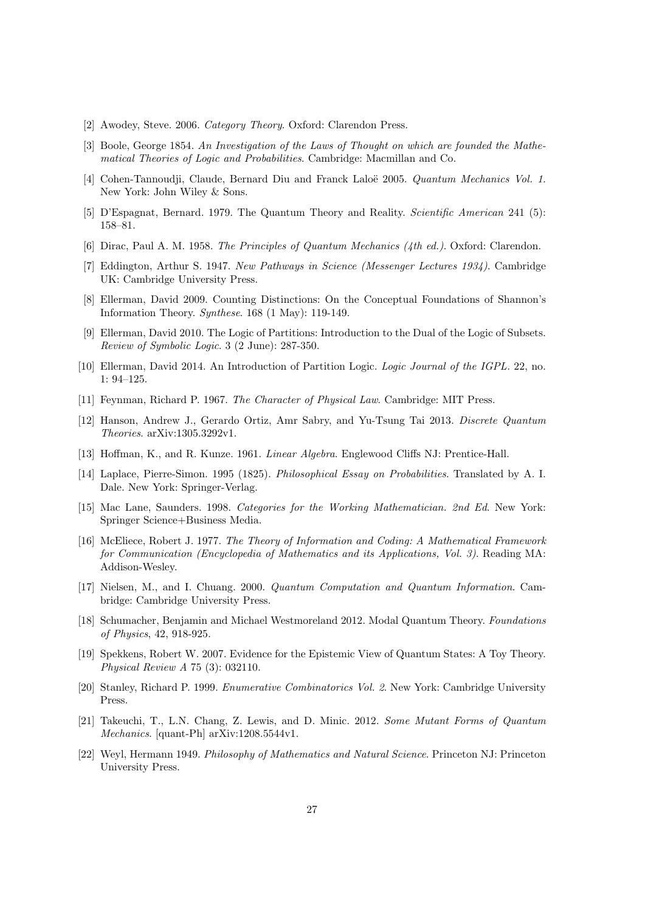[2] Awodey, Steve. 2006. *Category Theory*. Oxford: Clarendon Press.

[3] Boole, George 1854. *An Investigation of the Laws of Thought on which are founded the Mathematical Theories of Logic and Probabilities*. Cambridge: Macmillan and Co.

[4] Cohen-Tannoudji, Claude, Bernard Diu and Franck Laloë 2005. *Quantum Mechanics Vol. 1*. New York: John Wiley & Sons.

[5] D'Espagnat, Bernard. 1979. The Quantum Theory and Reality. *Scientific American* 241 (5): 158–81.

[6] Dirac, Paul A. M. 1958. *The Principles of Quantum Mechanics (4th ed.)*. Oxford: Clarendon.

[7] Eddington, Arthur S. 1947. *New Pathways in Science (Messenger Lectures 1934)*. Cambridge UK: Cambridge University Press.

[8] Ellerman, David 2009. Counting Distinctions: On the Conceptual Foundations of Shannon's Information Theory. *Synthese*. 168 (1 May): 119-149.

[9] Ellerman, David 2010. The Logic of Partitions: Introduction to the Dual of the Logic of Subsets. *Review of Symbolic Logic*. 3 (2 June): 287-350.

[10] Ellerman, David 2014. An Introduction of Partition Logic. *Logic Journal of the IGPL*. 22, no. 1: 94–125.

[11] Feynman, Richard P. 1967. *The Character of Physical Law*. Cambridge: MIT Press.

[12] Hanson, Andrew J., Gerardo Ortiz, Amr Sabry, and Yu-Tsung Tai 2013. *Discrete Quantum Theories*. arXiv:1305.3292v1.

[13] Hoffman, K., and R. Kunze. 1961. *Linear Algebra*. Englewood Cliffs NJ: Prentice-Hall.

[14] Laplace, Pierre-Simon. 1995 (1825). *Philosophical Essay on Probabilities*. Translated by A. I. Dale. New York: Springer-Verlag.

[15] Mac Lane, Saunders. 1998. *Categories for the Working Mathematician. 2nd Ed*. New York: Springer Science+Business Media.

[16] McEliece, Robert J. 1977. *The Theory of Information and Coding: A Mathematical Framework for Communication (Encyclopedia of Mathematics and its Applications, Vol. 3)*. Reading MA: Addison-Wesley.

[17] Nielsen, M., and I. Chuang. 2000. *Quantum Computation and Quantum Information*. Cambridge: Cambridge University Press.

[18] Schumacher, Benjamin and Michael Westmoreland 2012. Modal Quantum Theory. *Foundations of Physics*, 42, 918-925.

[19] Spekkens, Robert W. 2007. Evidence for the Epistemic View of Quantum States: A Toy Theory. *Physical Review A* 75 (3): 032110.

[20] Stanley, Richard P. 1999. *Enumerative Combinatorics Vol. 2*. New York: Cambridge University Press.

[21] Takeuchi, T., L.N. Chang, Z. Lewis, and D. Minic. 2012. *Some Mutant Forms of Quantum Mechanics*. [quant-Ph] arXiv:1208.5544v1.

[22] Weyl, Hermann 1949. *Philosophy of Mathematics and Natural Science*. Princeton NJ: Princeton University Press.